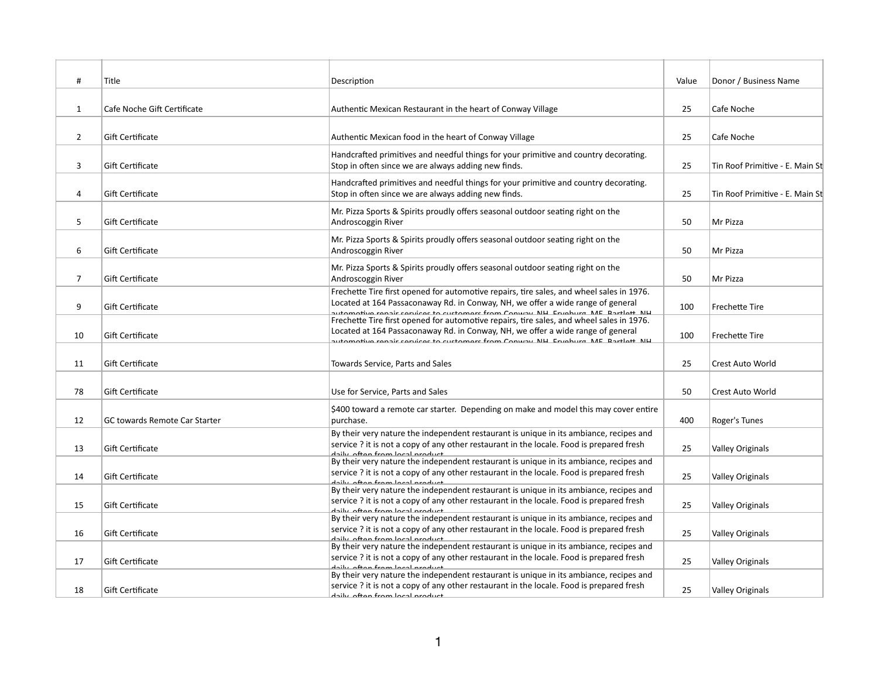| # | Title | Description | Value | Donor / Business Name |
|---|---|---|---|---|
| 1 | Cafe Noche Gift Certificate | Authentic Mexican Restaurant in the heart of Conway Village | 25 | Cafe Noche |
| 2 | Gift Certificate | Authentic Mexican food in the heart of Conway Village | 25 | Cafe Noche |
| 3 | Gift Certificate | Handcrafted primitives and needful things for your primitive and country decorating. Stop in often since we are always adding new finds. | 25 | Tin Roof Primitive - E. Main St |
| 4 | Gift Certificate | Handcrafted primitives and needful things for your primitive and country decorating. Stop in often since we are always adding new finds. | 25 | Tin Roof Primitive - E. Main St |
| 5 | Gift Certificate | Mr. Pizza Sports & Spirits proudly offers seasonal outdoor seating right on the Androscoggin River | 50 | Mr Pizza |
| 6 | Gift Certificate | Mr. Pizza Sports & Spirits proudly offers seasonal outdoor seating right on the Androscoggin River | 50 | Mr Pizza |
| 7 | Gift Certificate | Mr. Pizza Sports & Spirits proudly offers seasonal outdoor seating right on the Androscoggin River | 50 | Mr Pizza |
| 9 | Gift Certificate | Frechette Tire first opened for automotive repairs, tire sales, and wheel sales in 1976. Located at 164 Passaconaway Rd. in Conway, NH, we offer a wide range of general automotive repair services to customers from Conway, NH, Fryeburg, ME, Bartlett, NH | 100 | Frechette Tire |
| 10 | Gift Certificate | Frechette Tire first opened for automotive repairs, tire sales, and wheel sales in 1976. Located at 164 Passaconaway Rd. in Conway, NH, we offer a wide range of general automotive repair services to customers from Conway, NH, Fryeburg, ME, Bartlett, NH | 100 | Frechette Tire |
| 11 | Gift Certificate | Towards Service, Parts and Sales | 25 | Crest Auto World |
| 78 | Gift Certificate | Use for Service, Parts and Sales | 50 | Crest Auto World |
| 12 | GC towards Remote Car Starter | $400 toward a remote car starter. Depending on make and model this may cover entire purchase. | 400 | Roger's Tunes |
| 13 | Gift Certificate | By their very nature the independent restaurant is unique in its ambiance, recipes and service ? it is not a copy of any other restaurant in the locale. Food is prepared fresh daily, often from local product | 25 | Valley Originals |
| 14 | Gift Certificate | By their very nature the independent restaurant is unique in its ambiance, recipes and service ? it is not a copy of any other restaurant in the locale. Food is prepared fresh daily, often from local product | 25 | Valley Originals |
| 15 | Gift Certificate | By their very nature the independent restaurant is unique in its ambiance, recipes and service ? it is not a copy of any other restaurant in the locale. Food is prepared fresh daily, often from local product | 25 | Valley Originals |
| 16 | Gift Certificate | By their very nature the independent restaurant is unique in its ambiance, recipes and service ? it is not a copy of any other restaurant in the locale. Food is prepared fresh daily, often from local product | 25 | Valley Originals |
| 17 | Gift Certificate | By their very nature the independent restaurant is unique in its ambiance, recipes and service ? it is not a copy of any other restaurant in the locale. Food is prepared fresh daily, often from local product | 25 | Valley Originals |
| 18 | Gift Certificate | By their very nature the independent restaurant is unique in its ambiance, recipes and service ? it is not a copy of any other restaurant in the locale. Food is prepared fresh daily, often from local product | 25 | Valley Originals |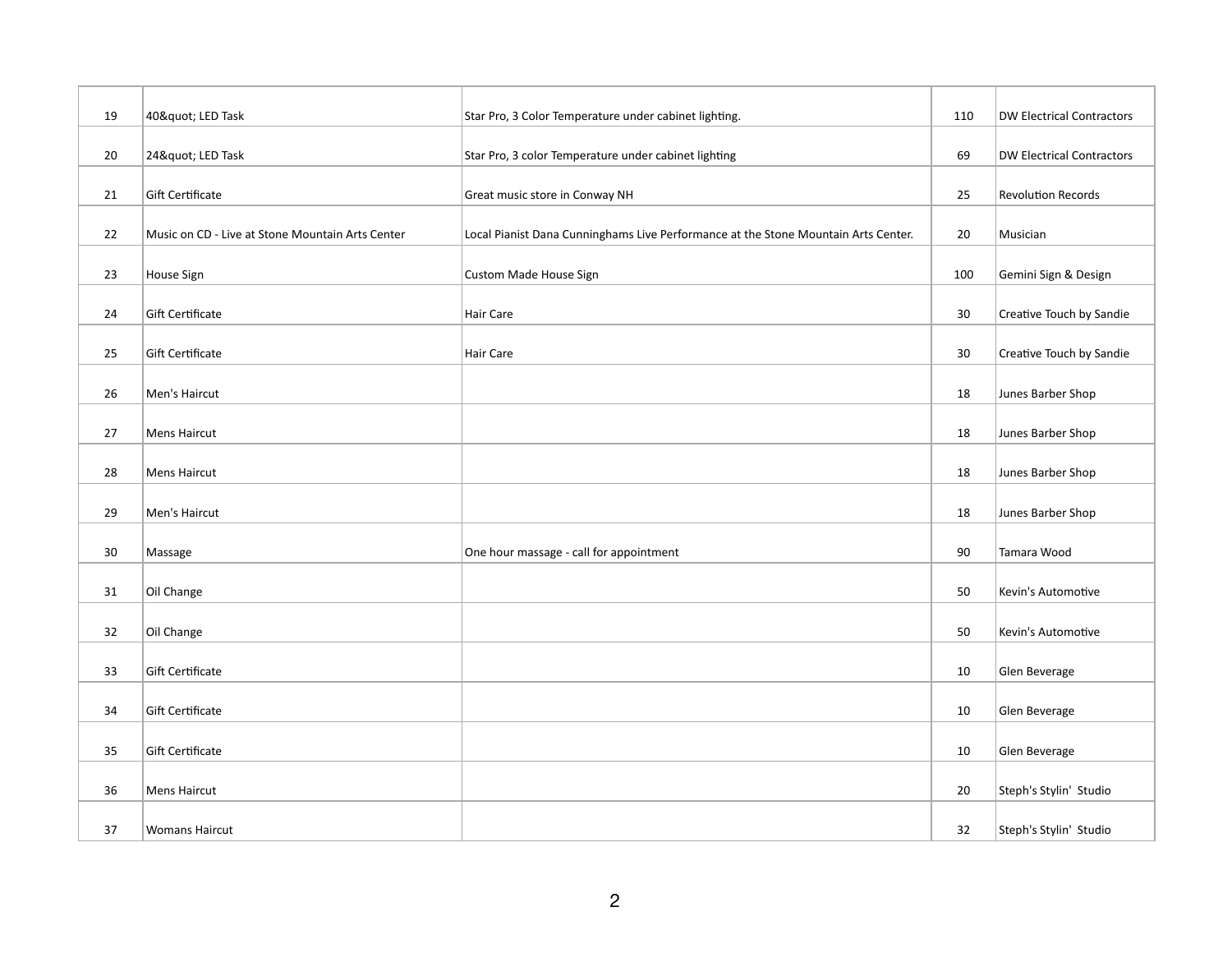| 19 | 40&quot; LED Task | Star Pro, 3 Color Temperature under cabinet lighting. | 110 | DW Electrical Contractors |
|---|---|---|---|---|
| 20 | 24&quot; LED Task | Star Pro, 3 color Temperature under cabinet lighting | 69 | DW Electrical Contractors |
| 21 | Gift Certificate | Great music store in Conway NH | 25 | Revolution Records |
| 22 | Music on CD - Live at Stone Mountain Arts Center | Local Pianist Dana Cunninghams Live Performance at the Stone Mountain Arts Center. | 20 | Musician |
| 23 | House Sign | Custom Made House Sign | 100 | Gemini Sign & Design |
| 24 | Gift Certificate | Hair Care | 30 | Creative Touch by Sandie |
| 25 | Gift Certificate | Hair Care | 30 | Creative Touch by Sandie |
| 26 | Men's Haircut | | 18 | Junes Barber Shop |
| 27 | Mens Haircut | | 18 | Junes Barber Shop |
| 28 | Mens Haircut | | 18 | Junes Barber Shop |
| 29 | Men's Haircut | | 18 | Junes Barber Shop |
| 30 | Massage | One hour massage - call for appointment | 90 | Tamara Wood |
| 31 | Oil Change | | 50 | Kevin's Automotive |
| 32 | Oil Change | | 50 | Kevin's Automotive |
| 33 | Gift Certificate | | 10 | Glen Beverage |
| 34 | Gift Certificate | | 10 | Glen Beverage |
| 35 | Gift Certificate | | 10 | Glen Beverage |
| 36 | Mens Haircut | | 20 | Steph's Stylin' Studio |
| 37 | Womans Haircut | | 32 | Steph's Stylin' Studio |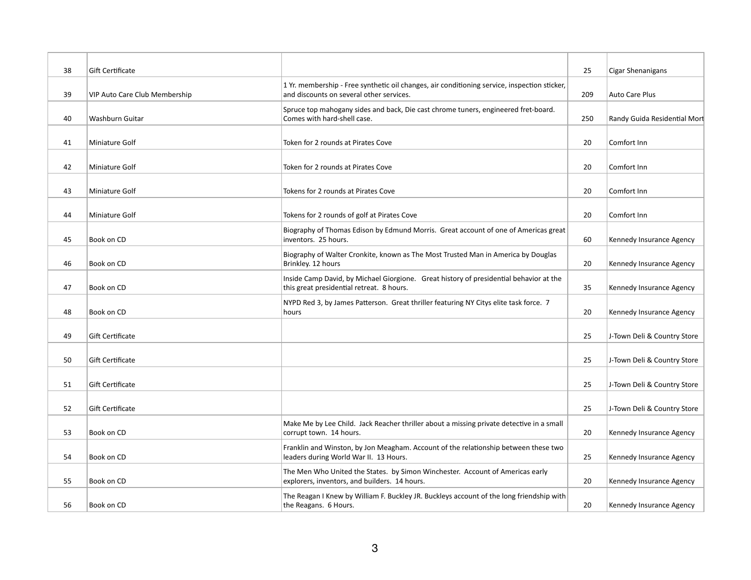| | | | | |
|---|---|---|---|---|
| 38 | Gift Certificate | | 25 | Cigar Shenanigans |
| 39 | VIP Auto Care Club Membership | 1 Yr. membership - Free synthetic oil changes, air conditioning service, inspection sticker, and discounts on several other services. | 209 | Auto Care Plus |
| 40 | Washburn Guitar | Spruce top mahogany sides and back, Die cast chrome tuners, engineered fret-board. Comes with hard-shell case. | 250 | Randy Guida Residential Mort |
| 41 | Miniature Golf | Token for 2 rounds at Pirates Cove | 20 | Comfort Inn |
| 42 | Miniature Golf | Token for 2 rounds at Pirates Cove | 20 | Comfort Inn |
| 43 | Miniature Golf | Tokens for 2 rounds at Pirates Cove | 20 | Comfort Inn |
| 44 | Miniature Golf | Tokens for 2 rounds of golf at Pirates Cove | 20 | Comfort Inn |
| 45 | Book on CD | Biography of Thomas Edison by Edmund Morris. Great account of one of Americas great inventors. 25 hours. | 60 | Kennedy Insurance Agency |
| 46 | Book on CD | Biography of Walter Cronkite, known as The Most Trusted Man in America by Douglas Brinkley. 12 hours | 20 | Kennedy Insurance Agency |
| 47 | Book on CD | Inside Camp David, by Michael Giorgione. Great history of presidential behavior at the this great presidential retreat. 8 hours. | 35 | Kennedy Insurance Agency |
| 48 | Book on CD | NYPD Red 3, by James Patterson. Great thriller featuring NY Citys elite task force. 7 hours | 20 | Kennedy Insurance Agency |
| 49 | Gift Certificate | | 25 | J-Town Deli & Country Store |
| 50 | Gift Certificate | | 25 | J-Town Deli & Country Store |
| 51 | Gift Certificate | | 25 | J-Town Deli & Country Store |
| 52 | Gift Certificate | | 25 | J-Town Deli & Country Store |
| 53 | Book on CD | Make Me by Lee Child. Jack Reacher thriller about a missing private detective in a small corrupt town. 14 hours. | 20 | Kennedy Insurance Agency |
| 54 | Book on CD | Franklin and Winston, by Jon Meagham. Account of the relationship between these two leaders during World War II. 13 Hours. | 25 | Kennedy Insurance Agency |
| 55 | Book on CD | The Men Who United the States. by Simon Winchester. Account of Americas early explorers, inventors, and builders. 14 hours. | 20 | Kennedy Insurance Agency |
| 56 | Book on CD | The Reagan I Knew by William F. Buckley JR. Buckleys account of the long friendship with the Reagans. 6 Hours. | 20 | Kennedy Insurance Agency |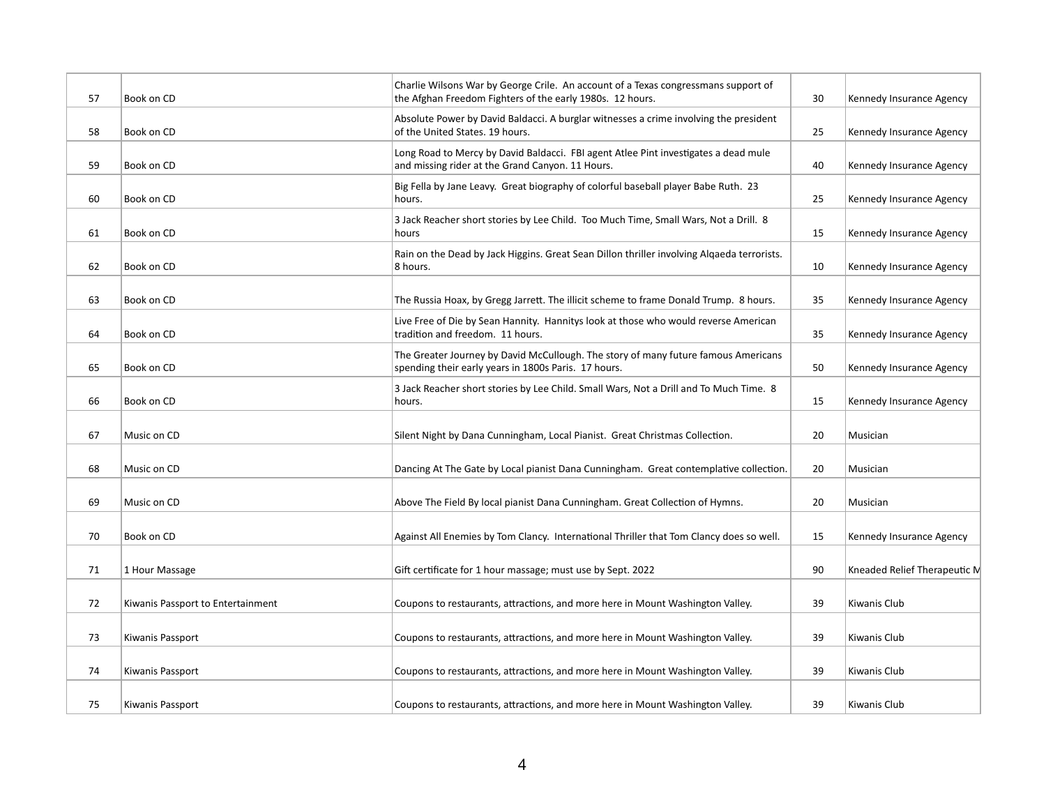| 57 | Book on CD | Charlie Wilsons War by George Crile. An account of a Texas congressmans support of the Afghan Freedom Fighters of the early 1980s. 12 hours. | 30 | Kennedy Insurance Agency |
|---|---|---|---|---|
| 58 | Book on CD | Absolute Power by David Baldacci. A burglar witnesses a crime involving the president of the United States. 19 hours. | 25 | Kennedy Insurance Agency |
| 59 | Book on CD | Long Road to Mercy by David Baldacci. FBI agent Atlee Pint investigates a dead mule and missing rider at the Grand Canyon. 11 Hours. | 40 | Kennedy Insurance Agency |
| 60 | Book on CD | Big Fella by Jane Leavy. Great biography of colorful baseball player Babe Ruth. 23 hours. | 25 | Kennedy Insurance Agency |
| 61 | Book on CD | 3 Jack Reacher short stories by Lee Child. Too Much Time, Small Wars, Not a Drill. 8 hours | 15 | Kennedy Insurance Agency |
| 62 | Book on CD | Rain on the Dead by Jack Higgins. Great Sean Dillon thriller involving Alqaeda terrorists. 8 hours. | 10 | Kennedy Insurance Agency |
| 63 | Book on CD | The Russia Hoax, by Gregg Jarrett. The illicit scheme to frame Donald Trump. 8 hours. | 35 | Kennedy Insurance Agency |
| 64 | Book on CD | Live Free of Die by Sean Hannity. Hannitys look at those who would reverse American tradition and freedom. 11 hours. | 35 | Kennedy Insurance Agency |
| 65 | Book on CD | The Greater Journey by David McCullough. The story of many future famous Americans spending their early years in 1800s Paris. 17 hours. | 50 | Kennedy Insurance Agency |
| 66 | Book on CD | 3 Jack Reacher short stories by Lee Child. Small Wars, Not a Drill and To Much Time. 8 hours. | 15 | Kennedy Insurance Agency |
| 67 | Music on CD | Silent Night by Dana Cunningham, Local Pianist. Great Christmas Collection. | 20 | Musician |
| 68 | Music on CD | Dancing At The Gate by Local pianist Dana Cunningham. Great contemplative collection. | 20 | Musician |
| 69 | Music on CD | Above The Field By local pianist Dana Cunningham. Great Collection of Hymns. | 20 | Musician |
| 70 | Book on CD | Against All Enemies by Tom Clancy. International Thriller that Tom Clancy does so well. | 15 | Kennedy Insurance Agency |
| 71 | 1 Hour Massage | Gift certificate for 1 hour massage; must use by Sept. 2022 | 90 | Kneaded Relief Therapeutic M |
| 72 | Kiwanis Passport to Entertainment | Coupons to restaurants, attractions, and more here in Mount Washington Valley. | 39 | Kiwanis Club |
| 73 | Kiwanis Passport | Coupons to restaurants, attractions, and more here in Mount Washington Valley. | 39 | Kiwanis Club |
| 74 | Kiwanis Passport | Coupons to restaurants, attractions, and more here in Mount Washington Valley. | 39 | Kiwanis Club |
| 75 | Kiwanis Passport | Coupons to restaurants, attractions, and more here in Mount Washington Valley. | 39 | Kiwanis Club |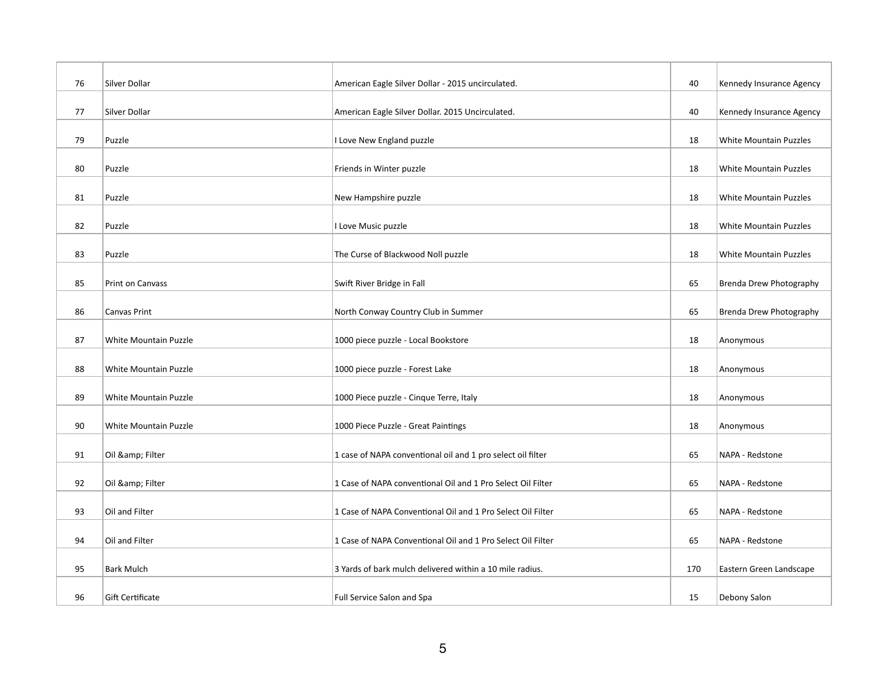| | | | | |
|---|---|---|---|---|
| 76 | Silver Dollar | American Eagle Silver Dollar - 2015 uncirculated. | 40 | Kennedy Insurance Agency |
| 77 | Silver Dollar | American Eagle Silver Dollar. 2015 Uncirculated. | 40 | Kennedy Insurance Agency |
| 79 | Puzzle | I Love New England puzzle | 18 | White Mountain Puzzles |
| 80 | Puzzle | Friends in Winter puzzle | 18 | White Mountain Puzzles |
| 81 | Puzzle | New Hampshire puzzle | 18 | White Mountain Puzzles |
| 82 | Puzzle | I Love Music puzzle | 18 | White Mountain Puzzles |
| 83 | Puzzle | The Curse of Blackwood Noll puzzle | 18 | White Mountain Puzzles |
| 85 | Print on Canvass | Swift River Bridge in Fall | 65 | Brenda Drew Photography |
| 86 | Canvas Print | North Conway Country Club in Summer | 65 | Brenda Drew Photography |
| 87 | White Mountain Puzzle | 1000 piece puzzle - Local Bookstore | 18 | Anonymous |
| 88 | White Mountain Puzzle | 1000 piece puzzle - Forest Lake | 18 | Anonymous |
| 89 | White Mountain Puzzle | 1000 Piece puzzle - Cinque Terre, Italy | 18 | Anonymous |
| 90 | White Mountain Puzzle | 1000 Piece Puzzle - Great Paintings | 18 | Anonymous |
| 91 | Oil &amp; Filter | 1 case of NAPA conventional oil and 1 pro select oil filter | 65 | NAPA - Redstone |
| 92 | Oil &amp; Filter | 1 Case of NAPA conventional Oil and 1 Pro Select Oil Filter | 65 | NAPA - Redstone |
| 93 | Oil and Filter | 1 Case of NAPA Conventional Oil and 1 Pro Select Oil Filter | 65 | NAPA - Redstone |
| 94 | Oil and Filter | 1 Case of NAPA Conventional Oil and 1 Pro Select Oil Filter | 65 | NAPA - Redstone |
| 95 | Bark Mulch | 3 Yards of bark mulch delivered within a 10 mile radius. | 170 | Eastern Green Landscape |
| 96 | Gift Certificate | Full Service Salon and Spa | 15 | Debony Salon |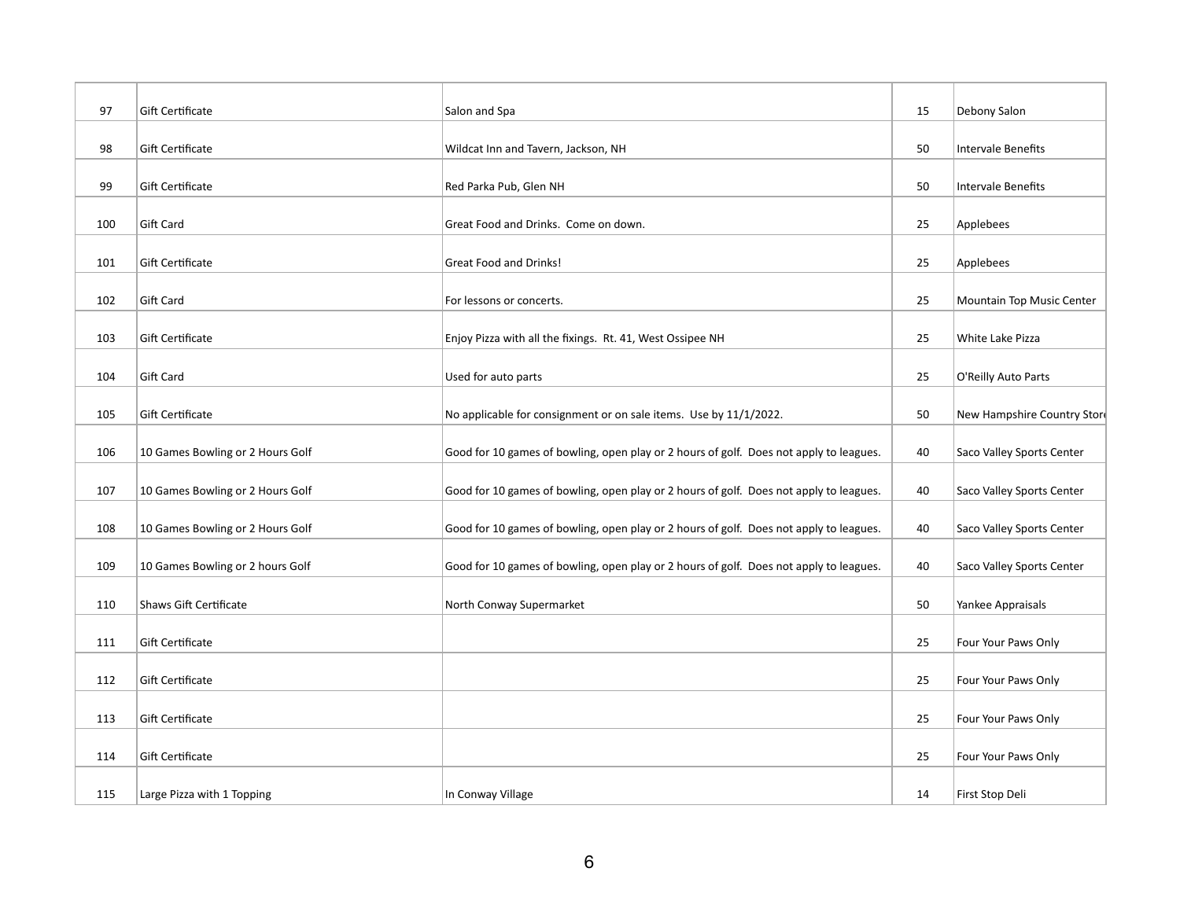| | | | | |
|---|---|---|---|---|
| 97 | Gift Certificate | Salon and Spa | 15 | Debony Salon |
| 98 | Gift Certificate | Wildcat Inn and Tavern, Jackson, NH | 50 | Intervale Benefits |
| 99 | Gift Certificate | Red Parka Pub, Glen NH | 50 | Intervale Benefits |
| 100 | Gift Card | Great Food and Drinks. Come on down. | 25 | Applebees |
| 101 | Gift Certificate | Great Food and Drinks! | 25 | Applebees |
| 102 | Gift Card | For lessons or concerts. | 25 | Mountain Top Music Center |
| 103 | Gift Certificate | Enjoy Pizza with all the fixings. Rt. 41, West Ossipee NH | 25 | White Lake Pizza |
| 104 | Gift Card | Used for auto parts | 25 | O'Reilly Auto Parts |
| 105 | Gift Certificate | No applicable for consignment or on sale items. Use by 11/1/2022. | 50 | New Hampshire Country Store |
| 106 | 10 Games Bowling or 2 Hours Golf | Good for 10 games of bowling, open play or 2 hours of golf. Does not apply to leagues. | 40 | Saco Valley Sports Center |
| 107 | 10 Games Bowling or 2 Hours Golf | Good for 10 games of bowling, open play or 2 hours of golf. Does not apply to leagues. | 40 | Saco Valley Sports Center |
| 108 | 10 Games Bowling or 2 Hours Golf | Good for 10 games of bowling, open play or 2 hours of golf. Does not apply to leagues. | 40 | Saco Valley Sports Center |
| 109 | 10 Games Bowling or 2 hours Golf | Good for 10 games of bowling, open play or 2 hours of golf. Does not apply to leagues. | 40 | Saco Valley Sports Center |
| 110 | Shaws Gift Certificate | North Conway Supermarket | 50 | Yankee Appraisals |
| 111 | Gift Certificate | | 25 | Four Your Paws Only |
| 112 | Gift Certificate | | 25 | Four Your Paws Only |
| 113 | Gift Certificate | | 25 | Four Your Paws Only |
| 114 | Gift Certificate | | 25 | Four Your Paws Only |
| 115 | Large Pizza with 1 Topping | In Conway Village | 14 | First Stop Deli |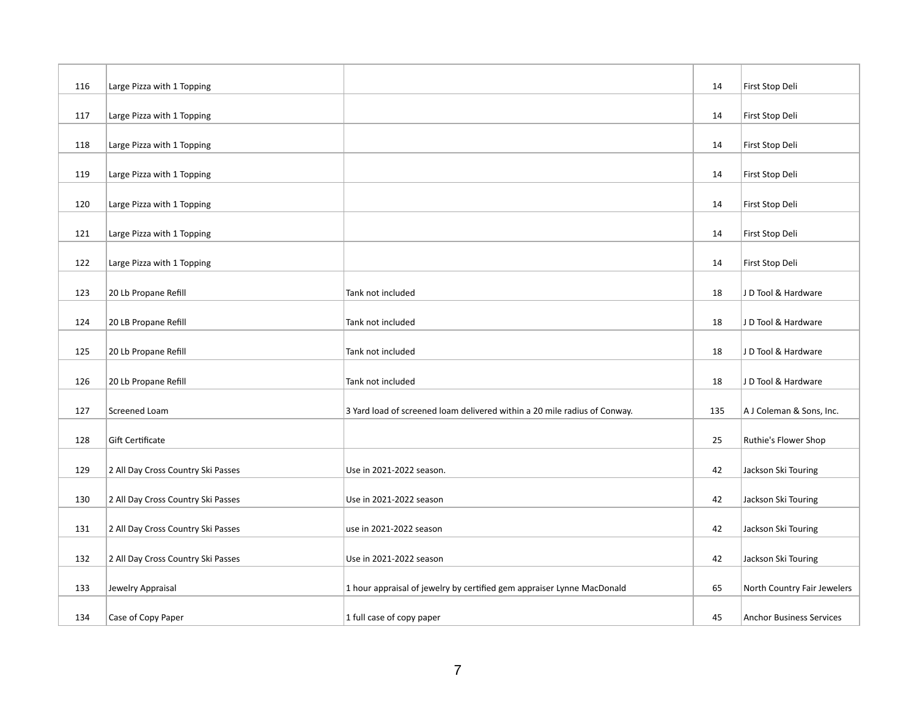| | | | | |
|---|---|---|---|---|
| 116 | Large Pizza with 1 Topping | | 14 | First Stop Deli |
| 117 | Large Pizza with 1 Topping | | 14 | First Stop Deli |
| 118 | Large Pizza with 1 Topping | | 14 | First Stop Deli |
| 119 | Large Pizza with 1 Topping | | 14 | First Stop Deli |
| 120 | Large Pizza with 1 Topping | | 14 | First Stop Deli |
| 121 | Large Pizza with 1 Topping | | 14 | First Stop Deli |
| 122 | Large Pizza with 1 Topping | | 14 | First Stop Deli |
| 123 | 20 Lb Propane Refill | Tank not included | 18 | J D Tool & Hardware |
| 124 | 20 LB Propane Refill | Tank not included | 18 | J D Tool & Hardware |
| 125 | 20 Lb Propane Refill | Tank not included | 18 | J D Tool & Hardware |
| 126 | 20 Lb Propane Refill | Tank not included | 18 | J D Tool & Hardware |
| 127 | Screened Loam | 3 Yard load of screened loam delivered within a 20 mile radius of Conway. | 135 | A J Coleman & Sons, Inc. |
| 128 | Gift Certificate | | 25 | Ruthie's Flower Shop |
| 129 | 2 All Day Cross Country Ski Passes | Use in 2021-2022 season. | 42 | Jackson Ski Touring |
| 130 | 2 All Day Cross Country Ski Passes | Use in 2021-2022 season | 42 | Jackson Ski Touring |
| 131 | 2 All Day Cross Country Ski Passes | use in 2021-2022 season | 42 | Jackson Ski Touring |
| 132 | 2 All Day Cross Country Ski Passes | Use in 2021-2022 season | 42 | Jackson Ski Touring |
| 133 | Jewelry Appraisal | 1 hour appraisal of jewelry by certified gem appraiser Lynne MacDonald | 65 | North Country Fair Jewelers |
| 134 | Case of Copy Paper | 1 full case of copy paper | 45 | Anchor Business Services |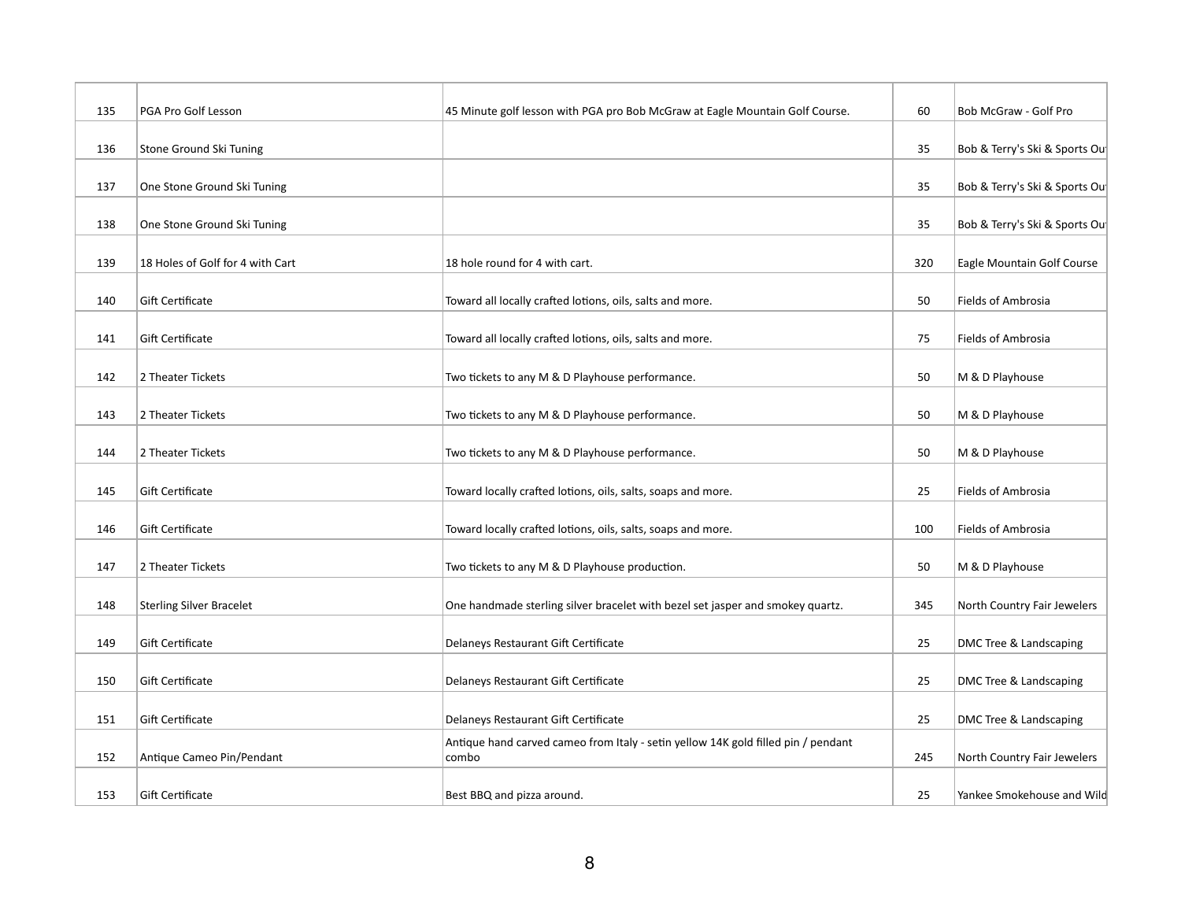| | | | | |
|---|---|---|---|---|
| 135 | PGA Pro Golf Lesson | 45 Minute golf lesson with PGA pro Bob McGraw at Eagle Mountain Golf Course. | 60 | Bob McGraw - Golf Pro |
| 136 | Stone Ground Ski Tuning | | 35 | Bob & Terry's Ski & Sports Ou |
| 137 | One Stone Ground Ski Tuning | | 35 | Bob & Terry's Ski & Sports Ou |
| 138 | One Stone Ground Ski Tuning | | 35 | Bob & Terry's Ski & Sports Ou |
| 139 | 18 Holes of Golf for 4 with Cart | 18 hole round for 4 with cart. | 320 | Eagle Mountain Golf Course |
| 140 | Gift Certificate | Toward all locally crafted lotions, oils, salts and more. | 50 | Fields of Ambrosia |
| 141 | Gift Certificate | Toward all locally crafted lotions, oils, salts and more. | 75 | Fields of Ambrosia |
| 142 | 2 Theater Tickets | Two tickets to any M & D Playhouse performance. | 50 | M & D Playhouse |
| 143 | 2 Theater Tickets | Two tickets to any M & D Playhouse performance. | 50 | M & D Playhouse |
| 144 | 2 Theater Tickets | Two tickets to any M & D Playhouse performance. | 50 | M & D Playhouse |
| 145 | Gift Certificate | Toward locally crafted lotions, oils, salts, soaps and more. | 25 | Fields of Ambrosia |
| 146 | Gift Certificate | Toward locally crafted lotions, oils, salts, soaps and more. | 100 | Fields of Ambrosia |
| 147 | 2 Theater Tickets | Two tickets to any M & D Playhouse production. | 50 | M & D Playhouse |
| 148 | Sterling Silver Bracelet | One handmade sterling silver bracelet with bezel set jasper and smokey quartz. | 345 | North Country Fair Jewelers |
| 149 | Gift Certificate | Delaneys Restaurant Gift Certificate | 25 | DMC Tree & Landscaping |
| 150 | Gift Certificate | Delaneys Restaurant Gift Certificate | 25 | DMC Tree & Landscaping |
| 151 | Gift Certificate | Delaneys Restaurant Gift Certificate | 25 | DMC Tree & Landscaping |
| 152 | Antique Cameo Pin/Pendant | Antique hand carved cameo from Italy - setin yellow 14K gold filled pin / pendant combo | 245 | North Country Fair Jewelers |
| 153 | Gift Certificate | Best BBQ and pizza around. | 25 | Yankee Smokehouse and Wild |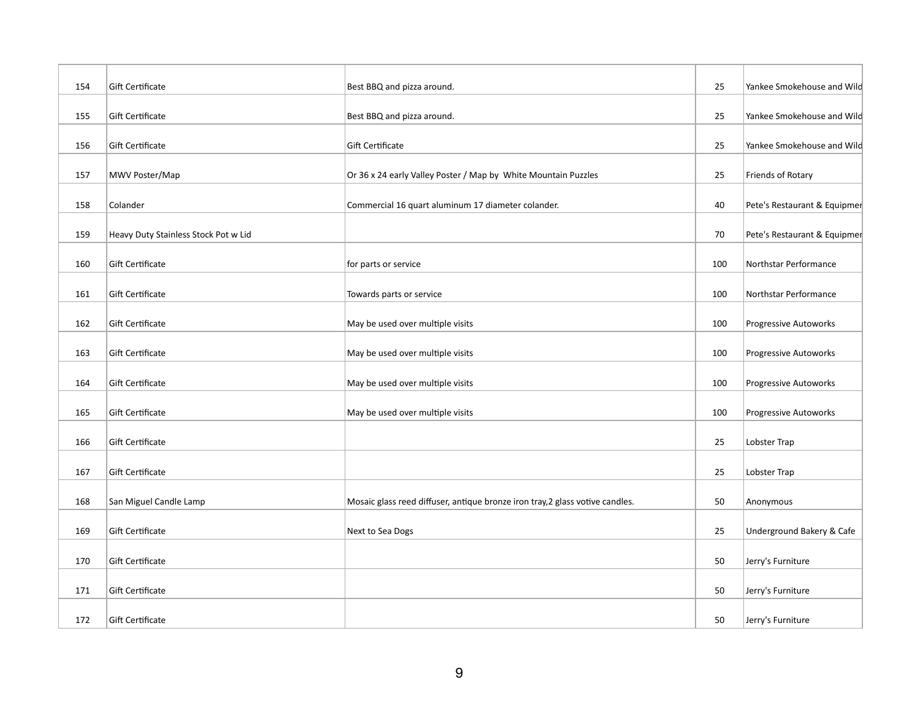| 154 | Gift Certificate | Best BBQ and pizza around. | 25 | Yankee Smokehouse and Wild |
|---|---|---|---|---|
| 155 | Gift Certificate | Best BBQ and pizza around. | 25 | Yankee Smokehouse and Wild |
| 156 | Gift Certificate | Gift Certificate | 25 | Yankee Smokehouse and Wild |
| 157 | MWV Poster/Map | Or 36 x 24 early Valley Poster / Map by White Mountain Puzzles | 25 | Friends of Rotary |
| 158 | Colander | Commercial 16 quart aluminum 17 diameter colander. | 40 | Pete's Restaurant & Equipmer |
| 159 | Heavy Duty Stainless Stock Pot w Lid | | 70 | Pete's Restaurant & Equipmer |
| 160 | Gift Certificate | for parts or service | 100 | Northstar Performance |
| 161 | Gift Certificate | Towards parts or service | 100 | Northstar Performance |
| 162 | Gift Certificate | May be used over multiple visits | 100 | Progressive Autoworks |
| 163 | Gift Certificate | May be used over multiple visits | 100 | Progressive Autoworks |
| 164 | Gift Certificate | May be used over multiple visits | 100 | Progressive Autoworks |
| 165 | Gift Certificate | May be used over multiple visits | 100 | Progressive Autoworks |
| 166 | Gift Certificate | | 25 | Lobster Trap |
| 167 | Gift Certificate | | 25 | Lobster Trap |
| 168 | San Miguel Candle Lamp | Mosaic glass reed diffuser, antique bronze iron tray,2 glass votive candles. | 50 | Anonymous |
| 169 | Gift Certificate | Next to Sea Dogs | 25 | Underground Bakery & Cafe |
| 170 | Gift Certificate | | 50 | Jerry's Furniture |
| 171 | Gift Certificate | | 50 | Jerry's Furniture |
| 172 | Gift Certificate | | 50 | Jerry's Furniture |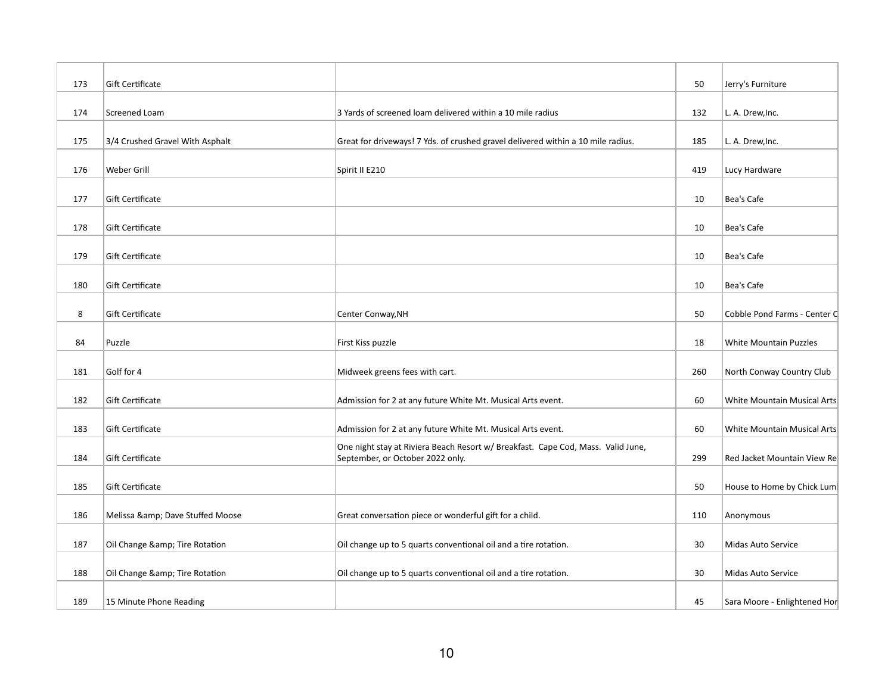| | | | | |
|---|---|---|---|---|
| 173 | Gift Certificate | | 50 | Jerry's Furniture |
| 174 | Screened Loam | 3 Yards of screened loam delivered within a 10 mile radius | 132 | L. A. Drew,Inc. |
| 175 | 3/4 Crushed Gravel With Asphalt | Great for driveways! 7 Yds. of crushed gravel delivered within a 10 mile radius. | 185 | L. A. Drew,Inc. |
| 176 | Weber Grill | Spirit II E210 | 419 | Lucy Hardware |
| 177 | Gift Certificate | | 10 | Bea's Cafe |
| 178 | Gift Certificate | | 10 | Bea's Cafe |
| 179 | Gift Certificate | | 10 | Bea's Cafe |
| 180 | Gift Certificate | | 10 | Bea's Cafe |
| 8 | Gift Certificate | Center Conway,NH | 50 | Cobble Pond Farms - Center C |
| 84 | Puzzle | First Kiss puzzle | 18 | White Mountain Puzzles |
| 181 | Golf for 4 | Midweek greens fees with cart. | 260 | North Conway Country Club |
| 182 | Gift Certificate | Admission for 2 at any future White Mt. Musical Arts event. | 60 | White Mountain Musical Arts |
| 183 | Gift Certificate | Admission for 2 at any future White Mt. Musical Arts event. | 60 | White Mountain Musical Arts |
| 184 | Gift Certificate | One night stay at Riviera Beach Resort w/ Breakfast. Cape Cod, Mass. Valid June, September, or October 2022 only. | 299 | Red Jacket Mountain View Re |
| 185 | Gift Certificate | | 50 | House to Home by Chick Luml |
| 186 | Melissa &amp; Dave Stuffed Moose | Great conversation piece or wonderful gift for a child. | 110 | Anonymous |
| 187 | Oil Change &amp; Tire Rotation | Oil change up to 5 quarts conventional oil and a tire rotation. | 30 | Midas Auto Service |
| 188 | Oil Change &amp; Tire Rotation | Oil change up to 5 quarts conventional oil and a tire rotation. | 30 | Midas Auto Service |
| 189 | 15 Minute Phone Reading | | 45 | Sara Moore - Enlightened Hor |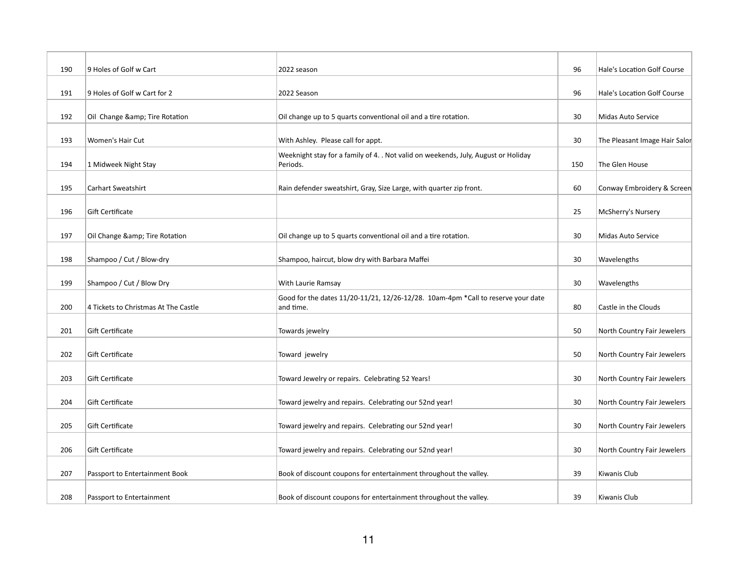| | | | | |
|---|---|---|---|---|
| 190 | 9 Holes of Golf w Cart | 2022 season | 96 | Hale's Location Golf Course |
| 191 | 9 Holes of Golf w Cart for 2 | 2022 Season | 96 | Hale's Location Golf Course |
| 192 | Oil  Change &amp; Tire Rotation | Oil change up to 5 quarts conventional oil and a tire rotation. | 30 | Midas Auto Service |
| 193 | Women's Hair Cut | With Ashley.  Please call for appt. | 30 | The Pleasant Image Hair Salor |
| 194 | 1 Midweek Night Stay | Weeknight stay for a family of 4. . Not valid on weekends, July, August or Holiday Periods. | 150 | The Glen House |
| 195 | Carhart Sweatshirt | Rain defender sweatshirt, Gray, Size Large, with quarter zip front. | 60 | Conway Embroidery & Screen |
| 196 | Gift Certificate | | 25 | McSherry's Nursery |
| 197 | Oil Change &amp; Tire Rotation | Oil change up to 5 quarts conventional oil and a tire rotation. | 30 | Midas Auto Service |
| 198 | Shampoo / Cut / Blow-dry | Shampoo, haircut, blow dry with Barbara Maffei | 30 | Wavelengths |
| 199 | Shampoo / Cut / Blow Dry | With Laurie Ramsay | 30 | Wavelengths |
| 200 | 4 Tickets to Christmas At The Castle | Good for the dates 11/20-11/21, 12/26-12/28.  10am-4pm *Call to reserve your date and time. | 80 | Castle in the Clouds |
| 201 | Gift Certificate | Towards jewelry | 50 | North Country Fair Jewelers |
| 202 | Gift Certificate | Toward  jewelry | 50 | North Country Fair Jewelers |
| 203 | Gift Certificate | Toward Jewelry or repairs.  Celebrating 52 Years! | 30 | North Country Fair Jewelers |
| 204 | Gift Certificate | Toward jewelry and repairs.  Celebrating our 52nd year! | 30 | North Country Fair Jewelers |
| 205 | Gift Certificate | Toward jewelry and repairs.  Celebrating our 52nd year! | 30 | North Country Fair Jewelers |
| 206 | Gift Certificate | Toward jewelry and repairs.  Celebrating our 52nd year! | 30 | North Country Fair Jewelers |
| 207 | Passport to Entertainment Book | Book of discount coupons for entertainment throughout the valley. | 39 | Kiwanis Club |
| 208 | Passport to Entertainment | Book of discount coupons for entertainment throughout the valley. | 39 | Kiwanis Club |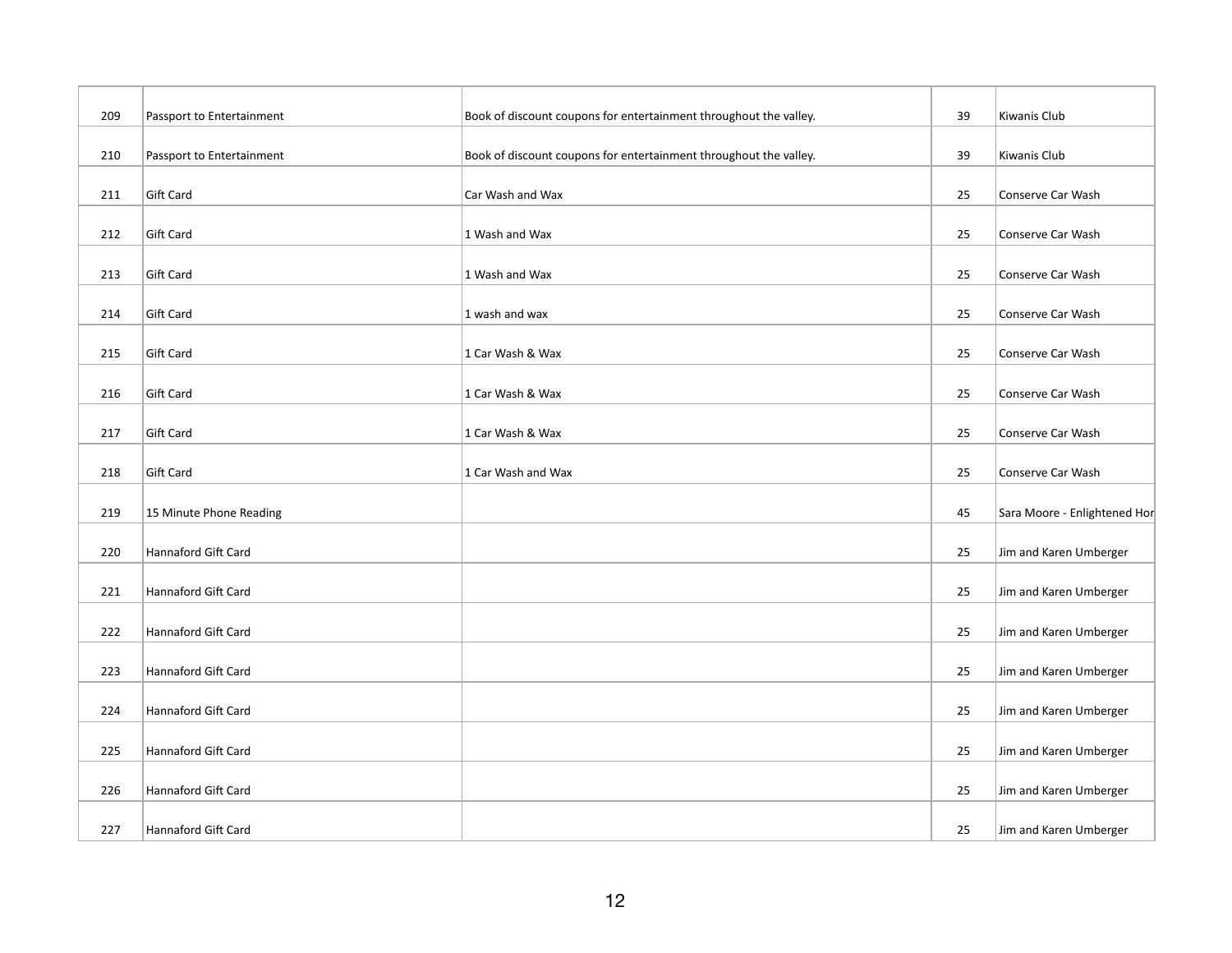| 209 | Passport to Entertainment | Book of discount coupons for entertainment throughout the valley. | 39 | Kiwanis Club |
|---|---|---|---|---|
| 210 | Passport to Entertainment | Book of discount coupons for entertainment throughout the valley. | 39 | Kiwanis Club |
| 211 | Gift Card | Car Wash and Wax | 25 | Conserve Car Wash |
| 212 | Gift Card | 1 Wash and Wax | 25 | Conserve Car Wash |
| 213 | Gift Card | 1 Wash and Wax | 25 | Conserve Car Wash |
| 214 | Gift Card | 1 wash and wax | 25 | Conserve Car Wash |
| 215 | Gift Card | 1 Car Wash & Wax | 25 | Conserve Car Wash |
| 216 | Gift Card | 1 Car Wash & Wax | 25 | Conserve Car Wash |
| 217 | Gift Card | 1 Car Wash & Wax | 25 | Conserve Car Wash |
| 218 | Gift Card | 1 Car Wash and Wax | 25 | Conserve Car Wash |
| 219 | 15 Minute Phone Reading | | 45 | Sara Moore - Enlightened Hor |
| 220 | Hannaford Gift Card | | 25 | Jim and Karen Umberger |
| 221 | Hannaford Gift Card | | 25 | Jim and Karen Umberger |
| 222 | Hannaford Gift Card | | 25 | Jim and Karen Umberger |
| 223 | Hannaford Gift Card | | 25 | Jim and Karen Umberger |
| 224 | Hannaford Gift Card | | 25 | Jim and Karen Umberger |
| 225 | Hannaford Gift Card | | 25 | Jim and Karen Umberger |
| 226 | Hannaford Gift Card | | 25 | Jim and Karen Umberger |
| 227 | Hannaford Gift Card | | 25 | Jim and Karen Umberger |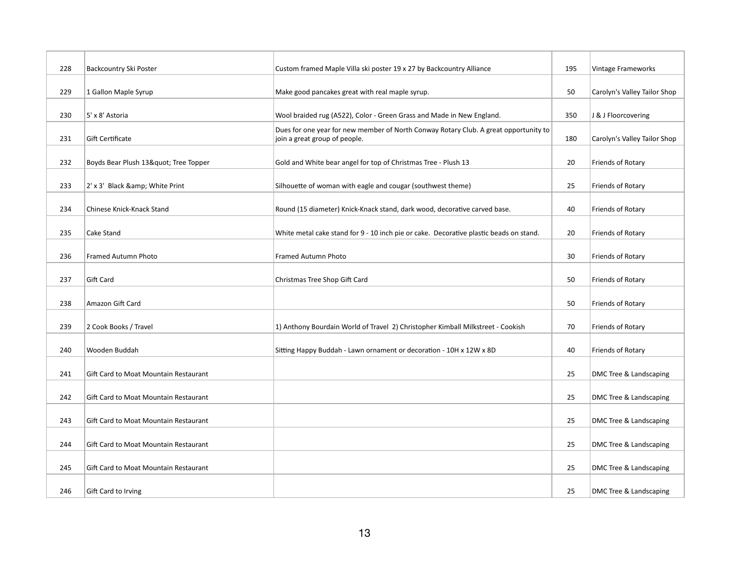| | | | | |
|---|---|---|---|---|
| 228 | Backcountry Ski Poster | Custom framed Maple Villa ski poster 19 x 27 by Backcountry Alliance | 195 | Vintage Frameworks |
| 229 | 1 Gallon Maple Syrup | Make good pancakes great with real maple syrup. | 50 | Carolyn's Valley Tailor Shop |
| 230 | 5' x 8' Astoria | Wool braided rug (A522), Color - Green Grass and Made in New England. | 350 | J & J Floorcovering |
| 231 | Gift Certificate | Dues for one year for new member of North Conway Rotary Club. A great opportunity to join a great group of people. | 180 | Carolyn's Valley Tailor Shop |
| 232 | Boyds Bear Plush 13&quot; Tree Topper | Gold and White bear angel for top of Christmas Tree - Plush 13 | 20 | Friends of Rotary |
| 233 | 2' x 3' Black &amp; White Print | Silhouette of woman with eagle and cougar (southwest theme) | 25 | Friends of Rotary |
| 234 | Chinese Knick-Knack Stand | Round (15 diameter) Knick-Knack stand, dark wood, decorative carved base. | 40 | Friends of Rotary |
| 235 | Cake Stand | White metal cake stand for 9 - 10 inch pie or cake. Decorative plastic beads on stand. | 20 | Friends of Rotary |
| 236 | Framed Autumn Photo | Framed Autumn Photo | 30 | Friends of Rotary |
| 237 | Gift Card | Christmas Tree Shop Gift Card | 50 | Friends of Rotary |
| 238 | Amazon Gift Card | | 50 | Friends of Rotary |
| 239 | 2 Cook Books / Travel | 1) Anthony Bourdain World of Travel 2) Christopher Kimball Milkstreet - Cookish | 70 | Friends of Rotary |
| 240 | Wooden Buddah | Sitting Happy Buddah - Lawn ornament or decoration - 10H x 12W x 8D | 40 | Friends of Rotary |
| 241 | Gift Card to Moat Mountain Restaurant | | 25 | DMC Tree & Landscaping |
| 242 | Gift Card to Moat Mountain Restaurant | | 25 | DMC Tree & Landscaping |
| 243 | Gift Card to Moat Mountain Restaurant | | 25 | DMC Tree & Landscaping |
| 244 | Gift Card to Moat Mountain Restaurant | | 25 | DMC Tree & Landscaping |
| 245 | Gift Card to Moat Mountain Restaurant | | 25 | DMC Tree & Landscaping |
| 246 | Gift Card to Irving | | 25 | DMC Tree & Landscaping |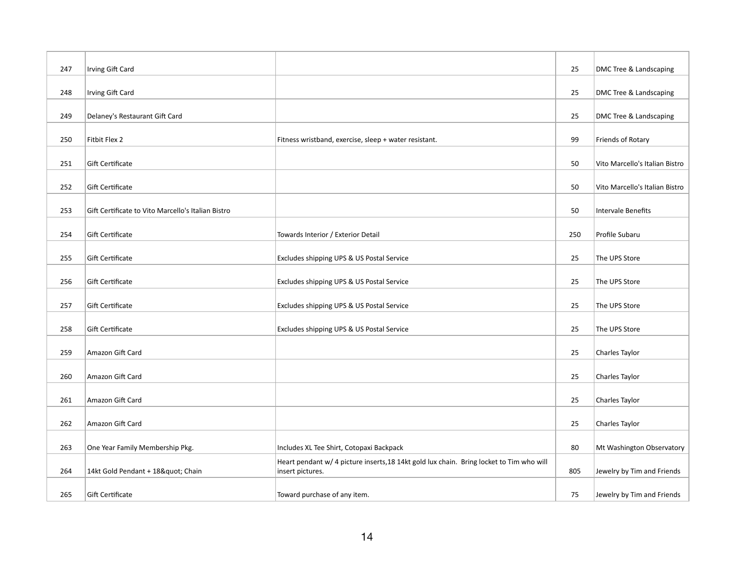| | | | | |
|---|---|---|---|---|
| 247 | Irving Gift Card | | 25 | DMC Tree & Landscaping |
| 248 | Irving Gift Card | | 25 | DMC Tree & Landscaping |
| 249 | Delaney's Restaurant Gift Card | | 25 | DMC Tree & Landscaping |
| 250 | Fitbit Flex 2 | Fitness wristband, exercise, sleep + water resistant. | 99 | Friends of Rotary |
| 251 | Gift Certificate | | 50 | Vito Marcello's Italian Bistro |
| 252 | Gift Certificate | | 50 | Vito Marcello's Italian Bistro |
| 253 | Gift Certificate to Vito Marcello's Italian Bistro | | 50 | Intervale Benefits |
| 254 | Gift Certificate | Towards Interior / Exterior Detail | 250 | Profile Subaru |
| 255 | Gift Certificate | Excludes shipping UPS & US Postal Service | 25 | The UPS Store |
| 256 | Gift Certificate | Excludes shipping UPS & US Postal Service | 25 | The UPS Store |
| 257 | Gift Certificate | Excludes shipping UPS & US Postal Service | 25 | The UPS Store |
| 258 | Gift Certificate | Excludes shipping UPS & US Postal Service | 25 | The UPS Store |
| 259 | Amazon Gift Card | | 25 | Charles Taylor |
| 260 | Amazon Gift Card | | 25 | Charles Taylor |
| 261 | Amazon Gift Card | | 25 | Charles Taylor |
| 262 | Amazon Gift Card | | 25 | Charles Taylor |
| 263 | One Year Family Membership Pkg. | Includes XL Tee Shirt, Cotopaxi Backpack | 80 | Mt Washington Observatory |
| 264 | 14kt Gold Pendant + 18&quot; Chain | Heart pendant w/ 4 picture inserts,18 14kt gold lux chain. Bring locket to Tim who will insert pictures. | 805 | Jewelry by Tim and Friends |
| 265 | Gift Certificate | Toward purchase of any item. | 75 | Jewelry by Tim and Friends |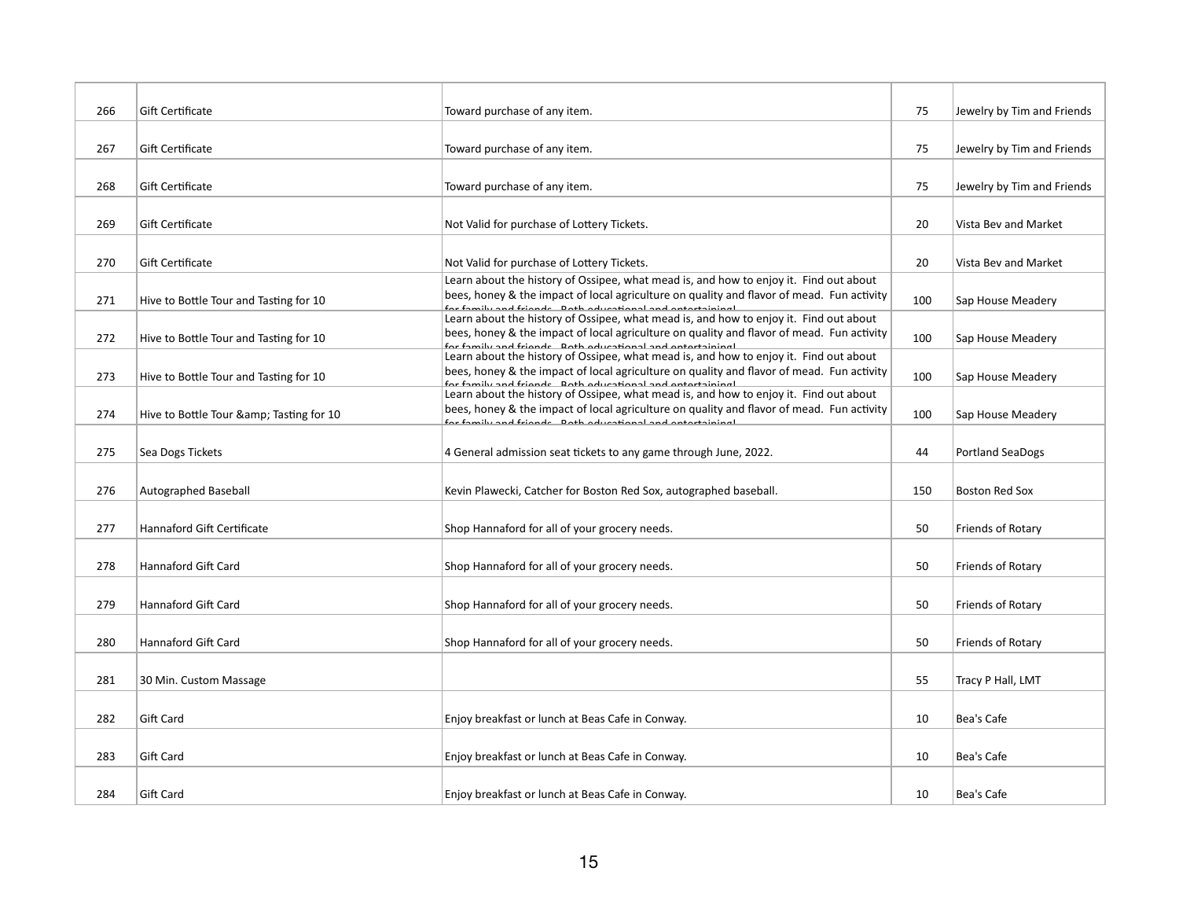| | | | | |
|---|---|---|---|---|
| 266 | Gift Certificate | Toward purchase of any item. | 75 | Jewelry by Tim and Friends |
| 267 | Gift Certificate | Toward purchase of any item. | 75 | Jewelry by Tim and Friends |
| 268 | Gift Certificate | Toward purchase of any item. | 75 | Jewelry by Tim and Friends |
| 269 | Gift Certificate | Not Valid for purchase of Lottery Tickets. | 20 | Vista Bev and Market |
| 270 | Gift Certificate | Not Valid for purchase of Lottery Tickets. | 20 | Vista Bev and Market |
| 271 | Hive to Bottle Tour and Tasting for 10 | Learn about the history of Ossipee, what mead is, and how to enjoy it. Find out about bees, honey & the impact of local agriculture on quality and flavor of mead. Fun activity for family and friends. Both educational and entertaining! | 100 | Sap House Meadery |
| 272 | Hive to Bottle Tour and Tasting for 10 | Learn about the history of Ossipee, what mead is, and how to enjoy it. Find out about bees, honey & the impact of local agriculture on quality and flavor of mead. Fun activity for family and friends. Both educational and entertaining! | 100 | Sap House Meadery |
| 273 | Hive to Bottle Tour and Tasting for 10 | Learn about the history of Ossipee, what mead is, and how to enjoy it. Find out about bees, honey & the impact of local agriculture on quality and flavor of mead. Fun activity for family and friends. Both educational and entertaining! | 100 | Sap House Meadery |
| 274 | Hive to Bottle Tour &amp; Tasting for 10 | Learn about the history of Ossipee, what mead is, and how to enjoy it. Find out about bees, honey & the impact of local agriculture on quality and flavor of mead. Fun activity for family and friends. Both educational and entertaining! | 100 | Sap House Meadery |
| 275 | Sea Dogs Tickets | 4 General admission seat tickets to any game through June, 2022. | 44 | Portland SeaDogs |
| 276 | Autographed Baseball | Kevin Plawecki, Catcher for Boston Red Sox, autographed baseball. | 150 | Boston Red Sox |
| 277 | Hannaford Gift Certificate | Shop Hannaford for all of your grocery needs. | 50 | Friends of Rotary |
| 278 | Hannaford Gift Card | Shop Hannaford for all of your grocery needs. | 50 | Friends of Rotary |
| 279 | Hannaford Gift Card | Shop Hannaford for all of your grocery needs. | 50 | Friends of Rotary |
| 280 | Hannaford Gift Card | Shop Hannaford for all of your grocery needs. | 50 | Friends of Rotary |
| 281 | 30 Min. Custom Massage | | 55 | Tracy P Hall, LMT |
| 282 | Gift Card | Enjoy breakfast or lunch at Beas Cafe in Conway. | 10 | Bea's Cafe |
| 283 | Gift Card | Enjoy breakfast or lunch at Beas Cafe in Conway. | 10 | Bea's Cafe |
| 284 | Gift Card | Enjoy breakfast or lunch at Beas Cafe in Conway. | 10 | Bea's Cafe |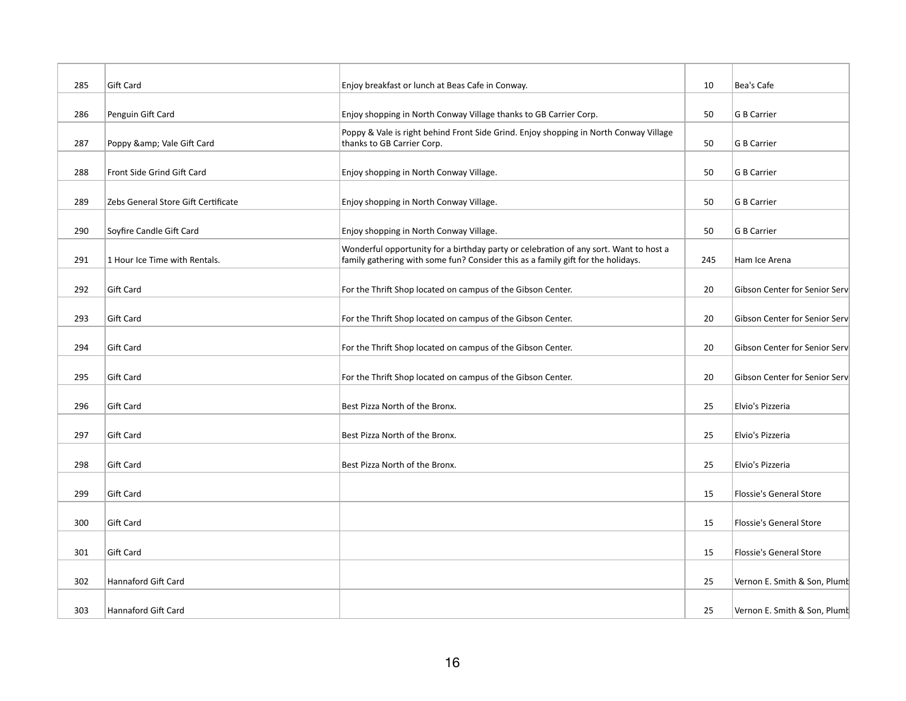| 285 | Gift Card | Enjoy breakfast or lunch at Beas Cafe in Conway. | 10 | Bea's Cafe |
|---|---|---|---|---|
| 286 | Penguin Gift Card | Enjoy shopping in North Conway Village thanks to GB Carrier Corp. | 50 | G B Carrier |
| 287 | Poppy &amp; Vale Gift Card | Poppy & Vale is right behind Front Side Grind. Enjoy shopping in North Conway Village thanks to GB Carrier Corp. | 50 | G B Carrier |
| 288 | Front Side Grind Gift Card | Enjoy shopping in North Conway Village. | 50 | G B Carrier |
| 289 | Zebs General Store Gift Certificate | Enjoy shopping in North Conway Village. | 50 | G B Carrier |
| 290 | Soyfire Candle Gift Card | Enjoy shopping in North Conway Village. | 50 | G B Carrier |
| 291 | 1 Hour Ice Time with Rentals. | Wonderful opportunity for a birthday party or celebration of any sort. Want to host a family gathering with some fun? Consider this as a family gift for the holidays. | 245 | Ham Ice Arena |
| 292 | Gift Card | For the Thrift Shop located on campus of the Gibson Center. | 20 | Gibson Center for Senior Serv |
| 293 | Gift Card | For the Thrift Shop located on campus of the Gibson Center. | 20 | Gibson Center for Senior Serv |
| 294 | Gift Card | For the Thrift Shop located on campus of the Gibson Center. | 20 | Gibson Center for Senior Serv |
| 295 | Gift Card | For the Thrift Shop located on campus of the Gibson Center. | 20 | Gibson Center for Senior Serv |
| 296 | Gift Card | Best Pizza North of the Bronx. | 25 | Elvio's Pizzeria |
| 297 | Gift Card | Best Pizza North of the Bronx. | 25 | Elvio's Pizzeria |
| 298 | Gift Card | Best Pizza North of the Bronx. | 25 | Elvio's Pizzeria |
| 299 | Gift Card | | 15 | Flossie's General Store |
| 300 | Gift Card | | 15 | Flossie's General Store |
| 301 | Gift Card | | 15 | Flossie's General Store |
| 302 | Hannaford Gift Card | | 25 | Vernon E. Smith & Son, Plumb |
| 303 | Hannaford Gift Card | | 25 | Vernon E. Smith & Son, Plumb |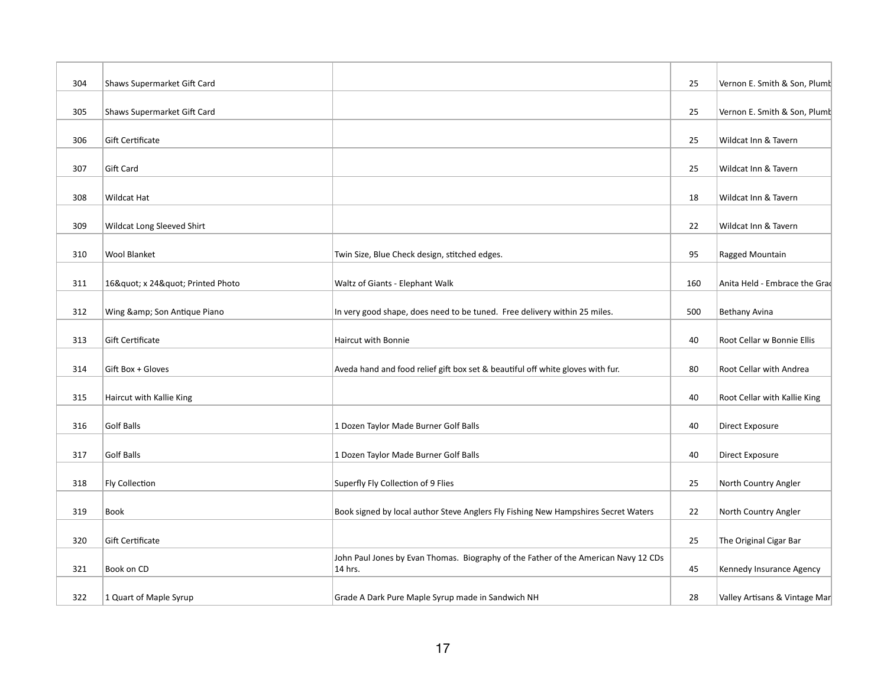| | | | | |
|---|---|---|---|---|
| 304 | Shaws Supermarket Gift Card | | 25 | Vernon E. Smith & Son, Plumb |
| 305 | Shaws Supermarket Gift Card | | 25 | Vernon E. Smith & Son, Plumb |
| 306 | Gift Certificate | | 25 | Wildcat Inn & Tavern |
| 307 | Gift Card | | 25 | Wildcat Inn & Tavern |
| 308 | Wildcat Hat | | 18 | Wildcat Inn & Tavern |
| 309 | Wildcat Long Sleeved Shirt | | 22 | Wildcat Inn & Tavern |
| 310 | Wool Blanket | Twin Size, Blue Check design, stitched edges. | 95 | Ragged Mountain |
| 311 | 16&quot; x 24&quot; Printed Photo | Waltz of Giants - Elephant Walk | 160 | Anita Held - Embrace the Grac |
| 312 | Wing &amp; Son Antique Piano | In very good shape, does need to be tuned. Free delivery within 25 miles. | 500 | Bethany Avina |
| 313 | Gift Certificate | Haircut with Bonnie | 40 | Root Cellar w Bonnie Ellis |
| 314 | Gift Box + Gloves | Aveda hand and food relief gift box set & beautiful off white gloves with fur. | 80 | Root Cellar with Andrea |
| 315 | Haircut with Kallie King | | 40 | Root Cellar with Kallie King |
| 316 | Golf Balls | 1 Dozen Taylor Made Burner Golf Balls | 40 | Direct Exposure |
| 317 | Golf Balls | 1 Dozen Taylor Made Burner Golf Balls | 40 | Direct Exposure |
| 318 | Fly Collection | Superfly Fly Collection of 9 Flies | 25 | North Country Angler |
| 319 | Book | Book signed by local author Steve Anglers Fly Fishing New Hampshires Secret Waters | 22 | North Country Angler |
| 320 | Gift Certificate | | 25 | The Original Cigar Bar |
| 321 | Book on CD | John Paul Jones by Evan Thomas. Biography of the Father of the American Navy 12 CDs 14 hrs. | 45 | Kennedy Insurance Agency |
| 322 | 1 Quart of Maple Syrup | Grade A Dark Pure Maple Syrup made in Sandwich NH | 28 | Valley Artisans & Vintage Mar |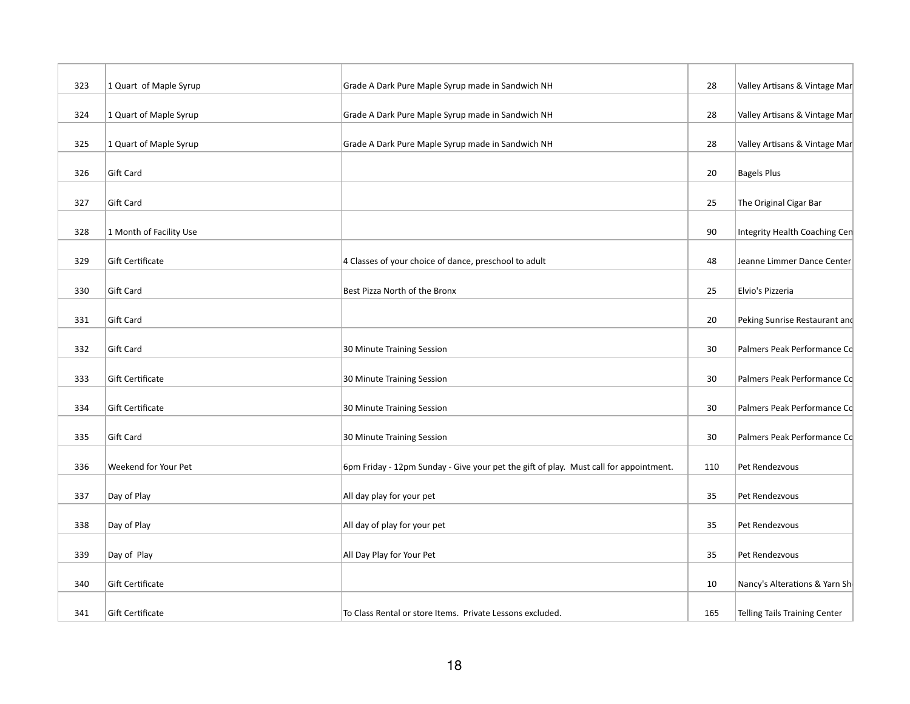| | | | | |
|---|---|---|---|---|
| 323 | 1 Quart of Maple Syrup | Grade A Dark Pure Maple Syrup made in Sandwich NH | 28 | Valley Artisans & Vintage Mar |
| 324 | 1 Quart of Maple Syrup | Grade A Dark Pure Maple Syrup made in Sandwich NH | 28 | Valley Artisans & Vintage Mar |
| 325 | 1 Quart of Maple Syrup | Grade A Dark Pure Maple Syrup made in Sandwich NH | 28 | Valley Artisans & Vintage Mar |
| 326 | Gift Card | | 20 | Bagels Plus |
| 327 | Gift Card | | 25 | The Original Cigar Bar |
| 328 | 1 Month of Facility Use | | 90 | Integrity Health Coaching Cen |
| 329 | Gift Certificate | 4 Classes of your choice of dance, preschool to adult | 48 | Jeanne Limmer Dance Center |
| 330 | Gift Card | Best Pizza North of the Bronx | 25 | Elvio's Pizzeria |
| 331 | Gift Card | | 20 | Peking Sunrise Restaurant and |
| 332 | Gift Card | 30 Minute Training Session | 30 | Palmers Peak Performance Co |
| 333 | Gift Certificate | 30 Minute Training Session | 30 | Palmers Peak Performance Co |
| 334 | Gift Certificate | 30 Minute Training Session | 30 | Palmers Peak Performance Co |
| 335 | Gift Card | 30 Minute Training Session | 30 | Palmers Peak Performance Co |
| 336 | Weekend for Your Pet | 6pm Friday - 12pm Sunday - Give your pet the gift of play. Must call for appointment. | 110 | Pet Rendezvous |
| 337 | Day of Play | All day play for your pet | 35 | Pet Rendezvous |
| 338 | Day of Play | All day of play for your pet | 35 | Pet Rendezvous |
| 339 | Day of Play | All Day Play for Your Pet | 35 | Pet Rendezvous |
| 340 | Gift Certificate | | 10 | Nancy's Alterations & Yarn Sh |
| 341 | Gift Certificate | To Class Rental or store Items. Private Lessons excluded. | 165 | Telling Tails Training Center |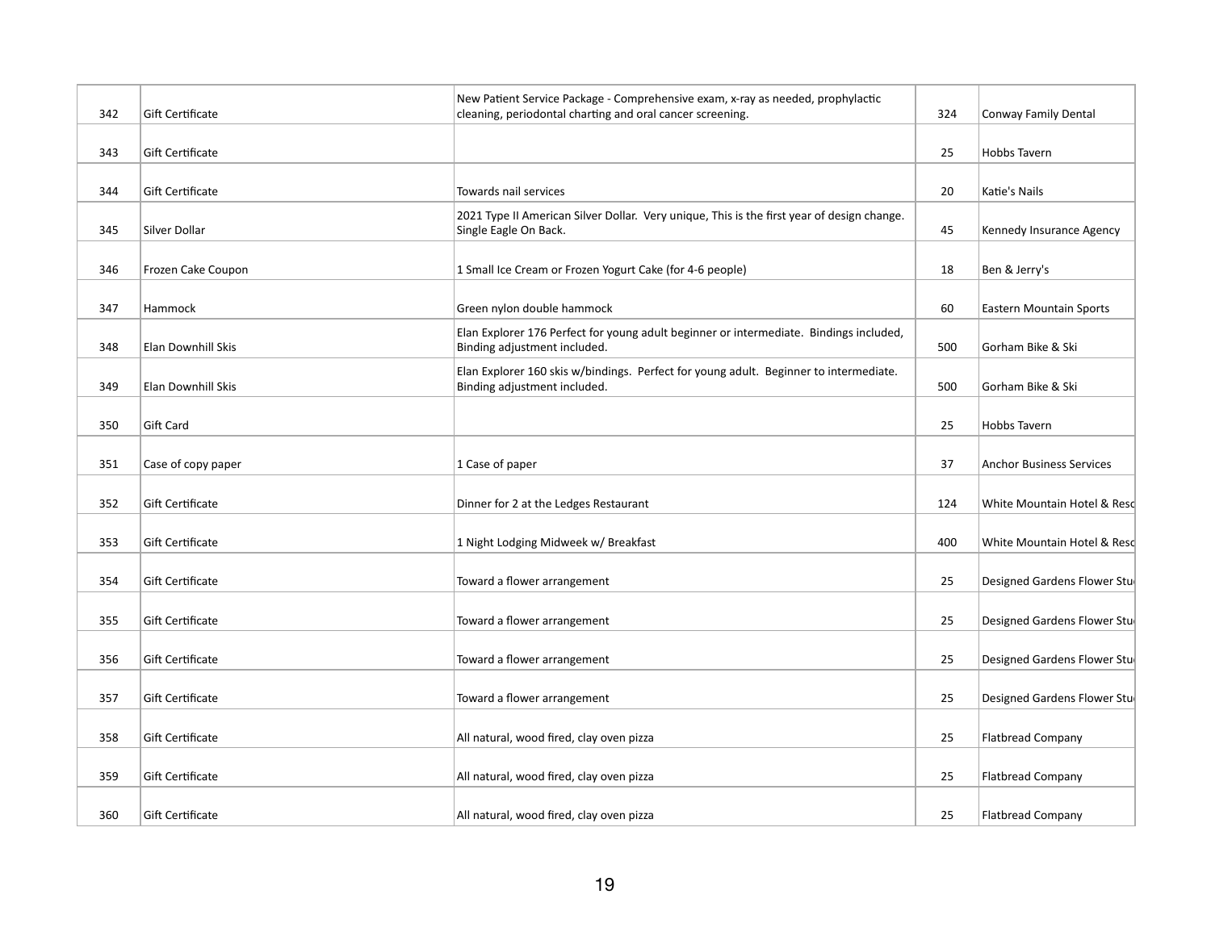| 342 | Gift Certificate | New Patient Service Package - Comprehensive exam, x-ray as needed, prophylactic cleaning, periodontal charting and oral cancer screening. | 324 | Conway Family Dental |
|---|---|---|---|---|
| 343 | Gift Certificate | | 25 | Hobbs Tavern |
| 344 | Gift Certificate | Towards nail services | 20 | Katie's Nails |
| 345 | Silver Dollar | 2021 Type II American Silver Dollar. Very unique, This is the first year of design change. Single Eagle On Back. | 45 | Kennedy Insurance Agency |
| 346 | Frozen Cake Coupon | 1 Small Ice Cream or Frozen Yogurt Cake (for 4-6 people) | 18 | Ben & Jerry's |
| 347 | Hammock | Green nylon double hammock | 60 | Eastern Mountain Sports |
| 348 | Elan Downhill Skis | Elan Explorer 176 Perfect for young adult beginner or intermediate. Bindings included, Binding adjustment included. | 500 | Gorham Bike & Ski |
| 349 | Elan Downhill Skis | Elan Explorer 160 skis w/bindings. Perfect for young adult. Beginner to intermediate. Binding adjustment included. | 500 | Gorham Bike & Ski |
| 350 | Gift Card | | 25 | Hobbs Tavern |
| 351 | Case of copy paper | 1 Case of paper | 37 | Anchor Business Services |
| 352 | Gift Certificate | Dinner for 2 at the Ledges Restaurant | 124 | White Mountain Hotel & Reso |
| 353 | Gift Certificate | 1 Night Lodging Midweek w/ Breakfast | 400 | White Mountain Hotel & Reso |
| 354 | Gift Certificate | Toward a flower arrangement | 25 | Designed Gardens Flower Stu |
| 355 | Gift Certificate | Toward a flower arrangement | 25 | Designed Gardens Flower Stu |
| 356 | Gift Certificate | Toward a flower arrangement | 25 | Designed Gardens Flower Stu |
| 357 | Gift Certificate | Toward a flower arrangement | 25 | Designed Gardens Flower Stu |
| 358 | Gift Certificate | All natural, wood fired, clay oven pizza | 25 | Flatbread Company |
| 359 | Gift Certificate | All natural, wood fired, clay oven pizza | 25 | Flatbread Company |
| 360 | Gift Certificate | All natural, wood fired, clay oven pizza | 25 | Flatbread Company |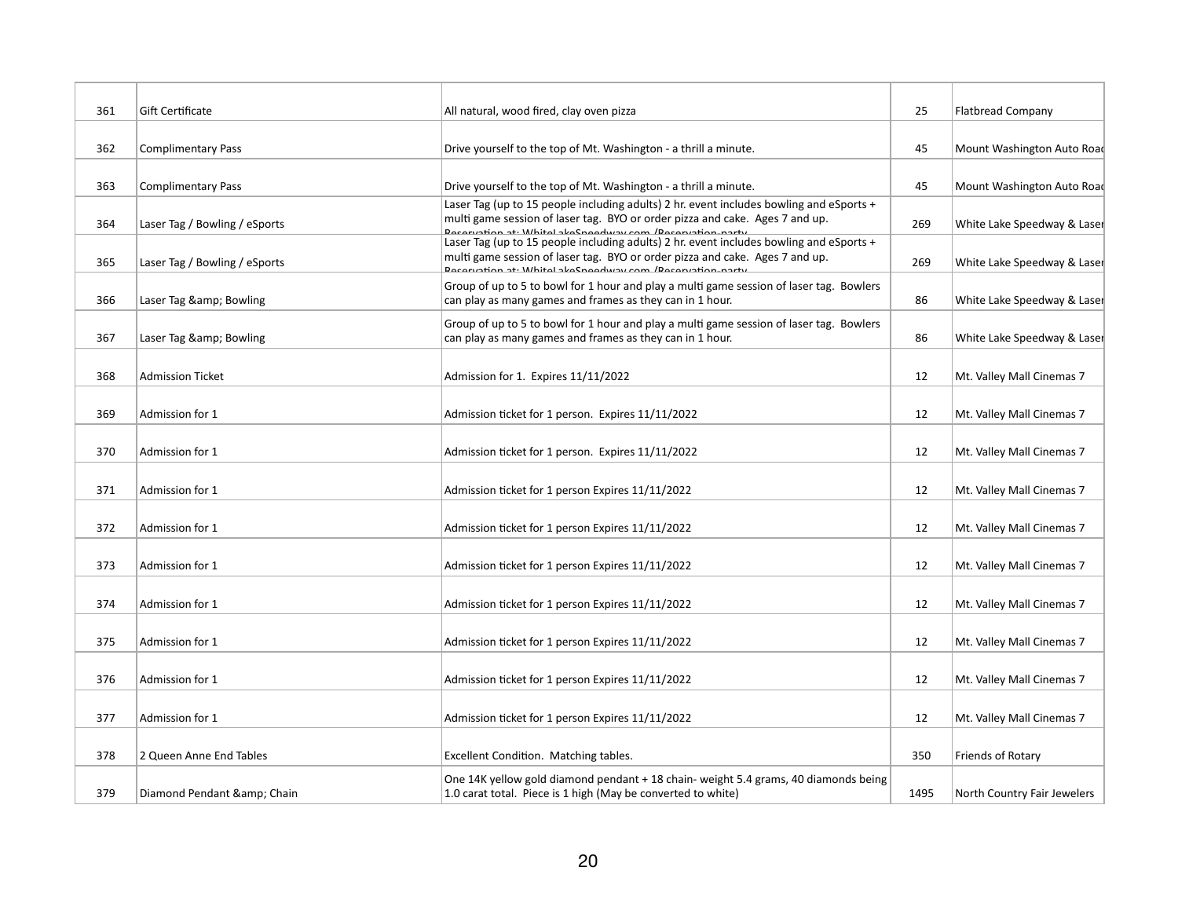| | | | | |
|---|---|---|---|---|
| 361 | Gift Certificate | All natural, wood fired, clay oven pizza | 25 | Flatbread Company |
| 362 | Complimentary Pass | Drive yourself to the top of Mt. Washington - a thrill a minute. | 45 | Mount Washington Auto Road |
| 363 | Complimentary Pass | Drive yourself to the top of Mt. Washington - a thrill a minute. | 45 | Mount Washington Auto Road |
| 364 | Laser Tag / Bowling / eSports | Laser Tag (up to 15 people including adults) 2 hr. event includes bowling and eSports + multi game session of laser tag. BYO or order pizza and cake. Ages 7 and up. Reservation at: WhiteLakeSpeedway.com /Reservation-party | 269 | White Lake Speedway & Laser |
| 365 | Laser Tag / Bowling / eSports | Laser Tag (up to 15 people including adults) 2 hr. event includes bowling and eSports + multi game session of laser tag. BYO or order pizza and cake. Ages 7 and up. Reservation at: WhiteLakeSpeedway.com /Reservation-party | 269 | White Lake Speedway & Laser |
| 366 | Laser Tag &amp; Bowling | Group of up to 5 to bowl for 1 hour and play a multi game session of laser tag. Bowlers can play as many games and frames as they can in 1 hour. | 86 | White Lake Speedway & Laser |
| 367 | Laser Tag &amp; Bowling | Group of up to 5 to bowl for 1 hour and play a multi game session of laser tag. Bowlers can play as many games and frames as they can in 1 hour. | 86 | White Lake Speedway & Laser |
| 368 | Admission Ticket | Admission for 1. Expires 11/11/2022 | 12 | Mt. Valley Mall Cinemas 7 |
| 369 | Admission for 1 | Admission ticket for 1 person. Expires 11/11/2022 | 12 | Mt. Valley Mall Cinemas 7 |
| 370 | Admission for 1 | Admission ticket for 1 person. Expires 11/11/2022 | 12 | Mt. Valley Mall Cinemas 7 |
| 371 | Admission for 1 | Admission ticket for 1 person Expires 11/11/2022 | 12 | Mt. Valley Mall Cinemas 7 |
| 372 | Admission for 1 | Admission ticket for 1 person Expires 11/11/2022 | 12 | Mt. Valley Mall Cinemas 7 |
| 373 | Admission for 1 | Admission ticket for 1 person Expires 11/11/2022 | 12 | Mt. Valley Mall Cinemas 7 |
| 374 | Admission for 1 | Admission ticket for 1 person Expires 11/11/2022 | 12 | Mt. Valley Mall Cinemas 7 |
| 375 | Admission for 1 | Admission ticket for 1 person Expires 11/11/2022 | 12 | Mt. Valley Mall Cinemas 7 |
| 376 | Admission for 1 | Admission ticket for 1 person Expires 11/11/2022 | 12 | Mt. Valley Mall Cinemas 7 |
| 377 | Admission for 1 | Admission ticket for 1 person Expires 11/11/2022 | 12 | Mt. Valley Mall Cinemas 7 |
| 378 | 2 Queen Anne End Tables | Excellent Condition. Matching tables. | 350 | Friends of Rotary |
| 379 | Diamond Pendant &amp; Chain | One 14K yellow gold diamond pendant + 18 chain- weight 5.4 grams, 40 diamonds being 1.0 carat total. Piece is 1 high (May be converted to white) | 1495 | North Country Fair Jewelers |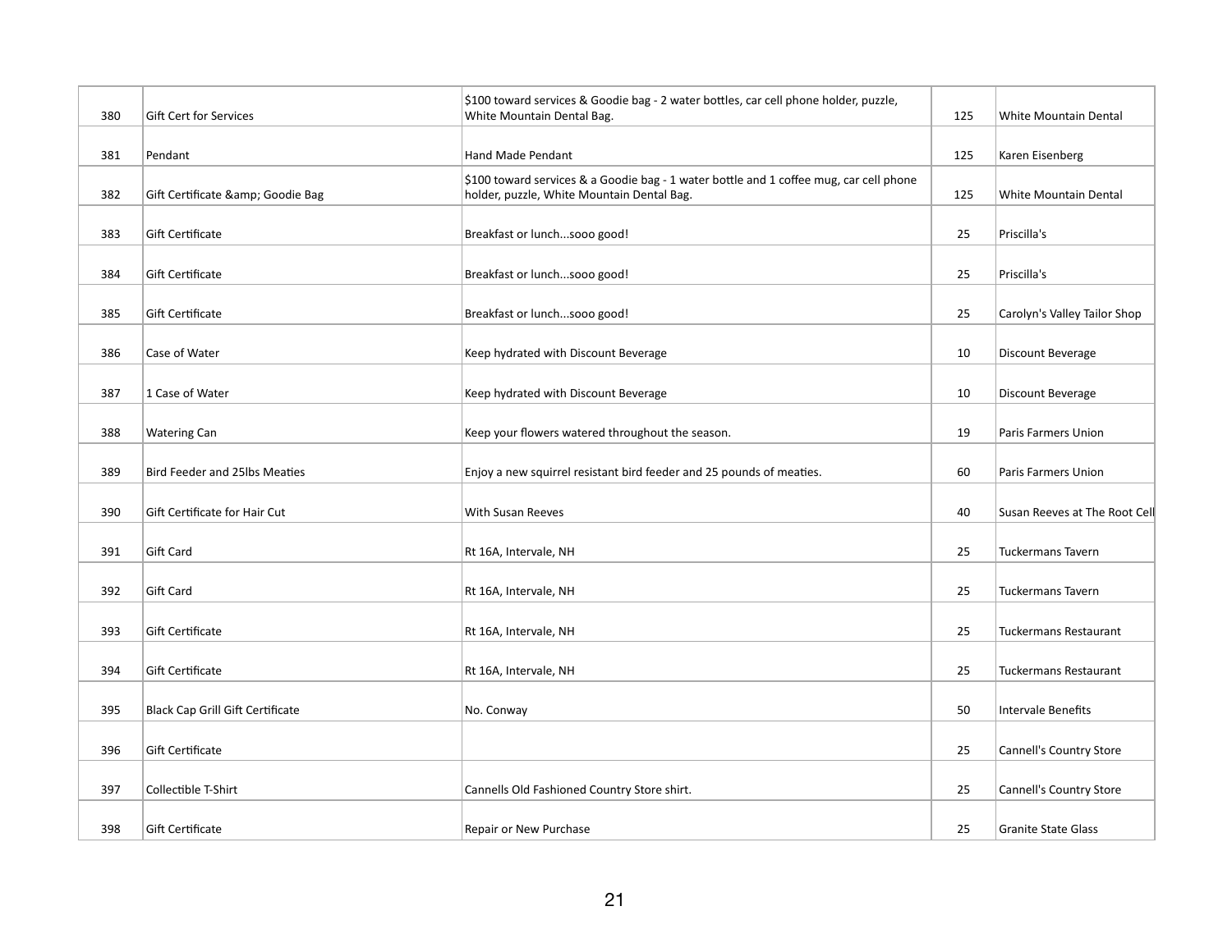| 380 | Gift Cert for Services | $100 toward services & Goodie bag - 2 water bottles, car cell phone holder, puzzle, White Mountain Dental Bag. | 125 | White Mountain Dental |
|---|---|---|---|---|
| 381 | Pendant | Hand Made Pendant | 125 | Karen Eisenberg |
| 382 | Gift Certificate &amp; Goodie Bag | $100 toward services & a Goodie bag - 1 water bottle and 1 coffee mug, car cell phone holder, puzzle, White Mountain Dental Bag. | 125 | White Mountain Dental |
| 383 | Gift Certificate | Breakfast or lunch...sooo good! | 25 | Priscilla's |
| 384 | Gift Certificate | Breakfast or lunch...sooo good! | 25 | Priscilla's |
| 385 | Gift Certificate | Breakfast or lunch...sooo good! | 25 | Carolyn's Valley Tailor Shop |
| 386 | Case of Water | Keep hydrated with Discount Beverage | 10 | Discount Beverage |
| 387 | 1 Case of Water | Keep hydrated with Discount Beverage | 10 | Discount Beverage |
| 388 | Watering Can | Keep your flowers watered throughout the season. | 19 | Paris Farmers Union |
| 389 | Bird Feeder and 25lbs Meaties | Enjoy a new squirrel resistant bird feeder and 25 pounds of meaties. | 60 | Paris Farmers Union |
| 390 | Gift Certificate for Hair Cut | With Susan Reeves | 40 | Susan Reeves at The Root Cell |
| 391 | Gift Card | Rt 16A, Intervale, NH | 25 | Tuckermans Tavern |
| 392 | Gift Card | Rt 16A, Intervale, NH | 25 | Tuckermans Tavern |
| 393 | Gift Certificate | Rt 16A, Intervale, NH | 25 | Tuckermans Restaurant |
| 394 | Gift Certificate | Rt 16A, Intervale, NH | 25 | Tuckermans Restaurant |
| 395 | Black Cap Grill Gift Certificate | No. Conway | 50 | Intervale Benefits |
| 396 | Gift Certificate | | 25 | Cannell's Country Store |
| 397 | Collectible T-Shirt | Cannells Old Fashioned Country Store shirt. | 25 | Cannell's Country Store |
| 398 | Gift Certificate | Repair or New Purchase | 25 | Granite State Glass |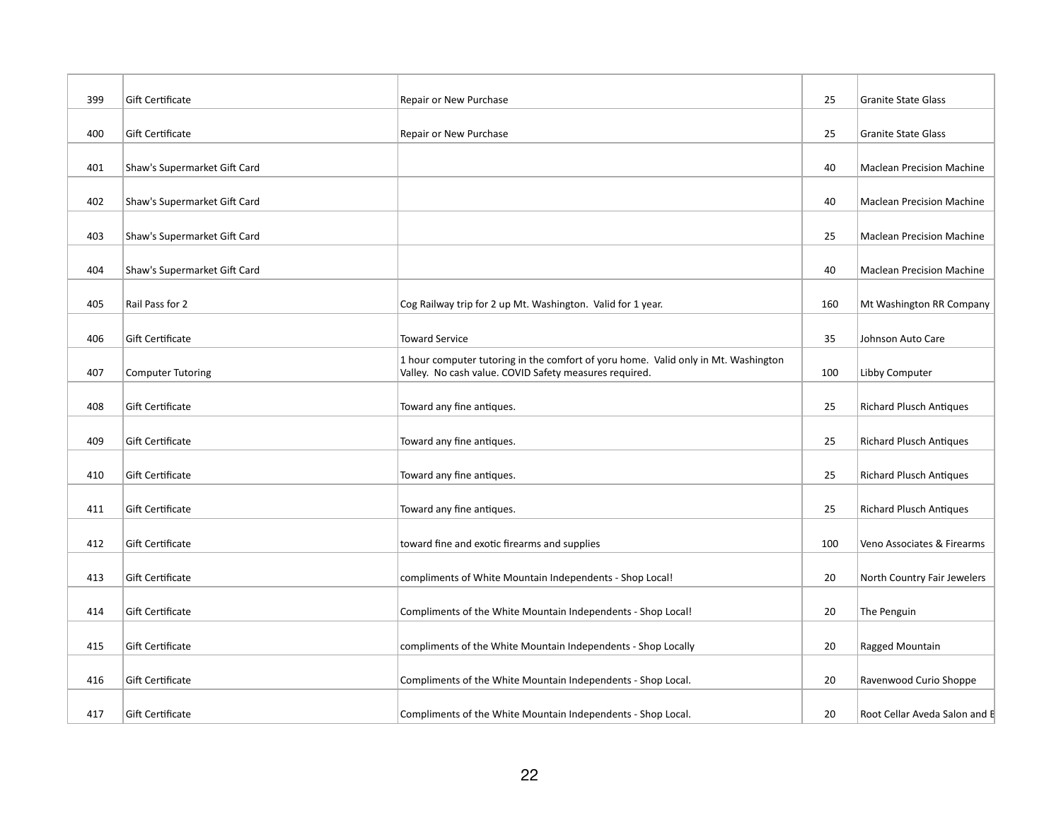| 399 | Gift Certificate | Repair or New Purchase | 25 | Granite State Glass |
|---|---|---|---|---|
| 400 | Gift Certificate | Repair or New Purchase | 25 | Granite State Glass |
| 401 | Shaw's Supermarket Gift Card | | 40 | Maclean Precision Machine |
| 402 | Shaw's Supermarket Gift Card | | 40 | Maclean Precision Machine |
| 403 | Shaw's Supermarket Gift Card | | 25 | Maclean Precision Machine |
| 404 | Shaw's Supermarket Gift Card | | 40 | Maclean Precision Machine |
| 405 | Rail Pass for 2 | Cog Railway trip for 2 up Mt. Washington. Valid for 1 year. | 160 | Mt Washington RR Company |
| 406 | Gift Certificate | Toward Service | 35 | Johnson Auto Care |
| 407 | Computer Tutoring | 1 hour computer tutoring in the comfort of yoru home. Valid only in Mt. Washington Valley. No cash value. COVID Safety measures required. | 100 | Libby Computer |
| 408 | Gift Certificate | Toward any fine antiques. | 25 | Richard Plusch Antiques |
| 409 | Gift Certificate | Toward any fine antiques. | 25 | Richard Plusch Antiques |
| 410 | Gift Certificate | Toward any fine antiques. | 25 | Richard Plusch Antiques |
| 411 | Gift Certificate | Toward any fine antiques. | 25 | Richard Plusch Antiques |
| 412 | Gift Certificate | toward fine and exotic firearms and supplies | 100 | Veno Associates & Firearms |
| 413 | Gift Certificate | compliments of White Mountain Independents - Shop Local! | 20 | North Country Fair Jewelers |
| 414 | Gift Certificate | Compliments of the White Mountain Independents - Shop Local! | 20 | The Penguin |
| 415 | Gift Certificate | compliments of the White Mountain Independents - Shop Locally | 20 | Ragged Mountain |
| 416 | Gift Certificate | Compliments of the White Mountain Independents - Shop Local. | 20 | Ravenwood Curio Shoppe |
| 417 | Gift Certificate | Compliments of the White Mountain Independents - Shop Local. | 20 | Root Cellar Aveda Salon and B |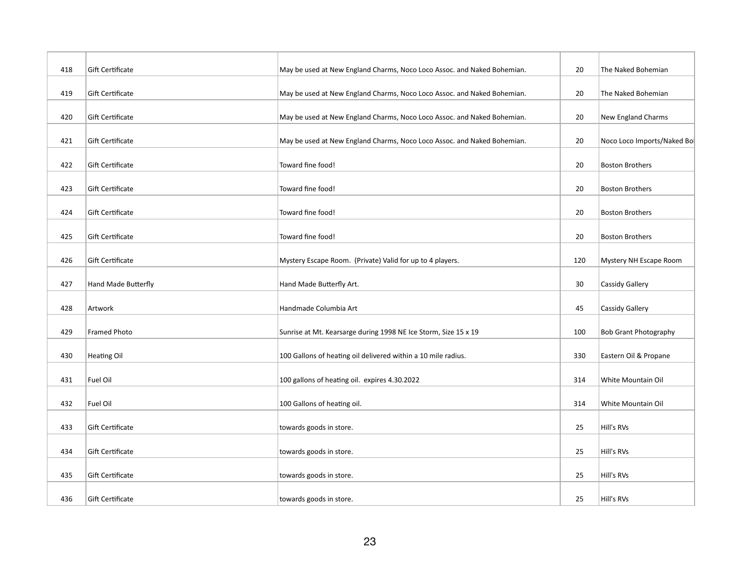| | | | | |
|---|---|---|---|---|
| 418 | Gift Certificate | May be used at New England Charms, Noco Loco Assoc. and Naked Bohemian. | 20 | The Naked Bohemian |
| 419 | Gift Certificate | May be used at New England Charms, Noco Loco Assoc. and Naked Bohemian. | 20 | The Naked Bohemian |
| 420 | Gift Certificate | May be used at New England Charms, Noco Loco Assoc. and Naked Bohemian. | 20 | New England Charms |
| 421 | Gift Certificate | May be used at New England Charms, Noco Loco Assoc. and Naked Bohemian. | 20 | Noco Loco Imports/Naked Bo |
| 422 | Gift Certificate | Toward fine food! | 20 | Boston Brothers |
| 423 | Gift Certificate | Toward fine food! | 20 | Boston Brothers |
| 424 | Gift Certificate | Toward fine food! | 20 | Boston Brothers |
| 425 | Gift Certificate | Toward fine food! | 20 | Boston Brothers |
| 426 | Gift Certificate | Mystery Escape Room. (Private) Valid for up to 4 players. | 120 | Mystery NH Escape Room |
| 427 | Hand Made Butterfly | Hand Made Butterfly Art. | 30 | Cassidy Gallery |
| 428 | Artwork | Handmade Columbia Art | 45 | Cassidy Gallery |
| 429 | Framed Photo | Sunrise at Mt. Kearsarge during 1998 NE Ice Storm, Size 15 x 19 | 100 | Bob Grant Photography |
| 430 | Heating Oil | 100 Gallons of heating oil delivered within a 10 mile radius. | 330 | Eastern Oil & Propane |
| 431 | Fuel Oil | 100 gallons of heating oil. expires 4.30.2022 | 314 | White Mountain Oil |
| 432 | Fuel Oil | 100 Gallons of heating oil. | 314 | White Mountain Oil |
| 433 | Gift Certificate | towards goods in store. | 25 | Hill's RVs |
| 434 | Gift Certificate | towards goods in store. | 25 | Hill's RVs |
| 435 | Gift Certificate | towards goods in store. | 25 | Hill's RVs |
| 436 | Gift Certificate | towards goods in store. | 25 | Hill's RVs |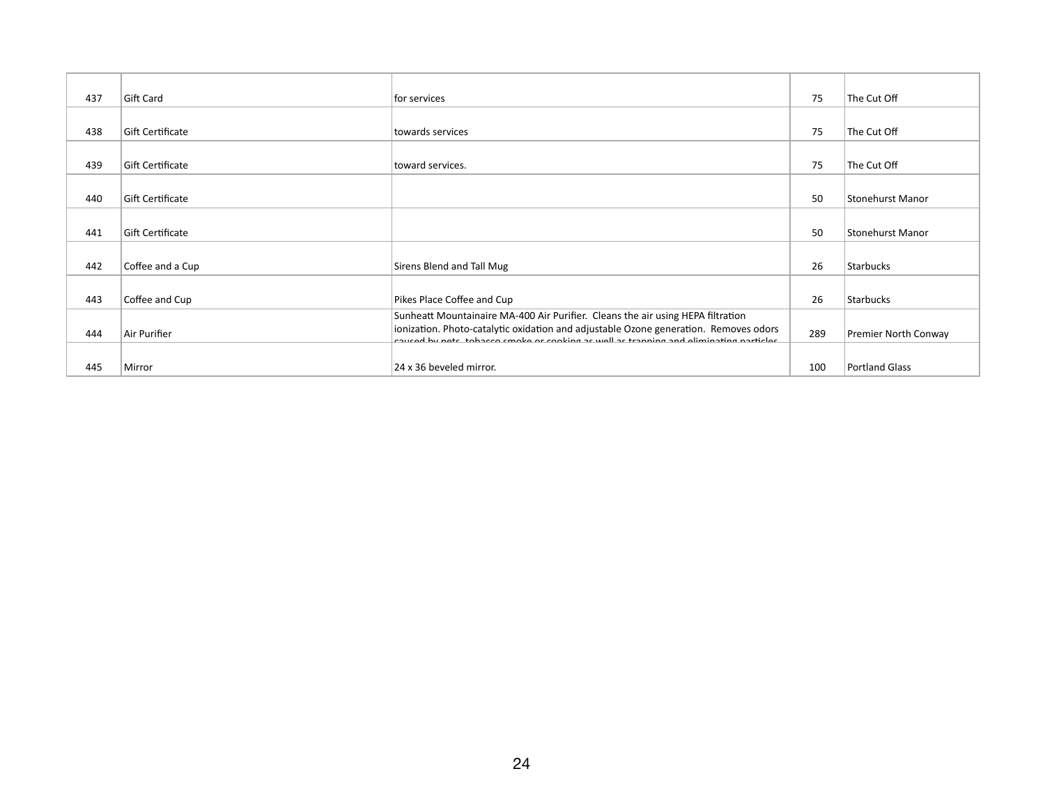| | | | | |
|---|---|---|---|---|
| 437 | Gift Card | for services | 75 | The Cut Off |
| 438 | Gift Certificate | towards services | 75 | The Cut Off |
| 439 | Gift Certificate | toward services. | 75 | The Cut Off |
| 440 | Gift Certificate | | 50 | Stonehurst Manor |
| 441 | Gift Certificate | | 50 | Stonehurst Manor |
| 442 | Coffee and a Cup | Sirens Blend and Tall Mug | 26 | Starbucks |
| 443 | Coffee and Cup | Pikes Place Coffee and Cup | 26 | Starbucks |
| 444 | Air Purifier | Sunheatt Mountainaire MA-400 Air Purifier. Cleans the air using HEPA filtration ionization. Photo-catalytic oxidation and adjustable Ozone generation. Removes odors caused by pets, tobacco smoke or cooking as well as trapping and eliminating particles | 289 | Premier North Conway |
| 445 | Mirror | 24 x 36 beveled mirror. | 100 | Portland Glass |